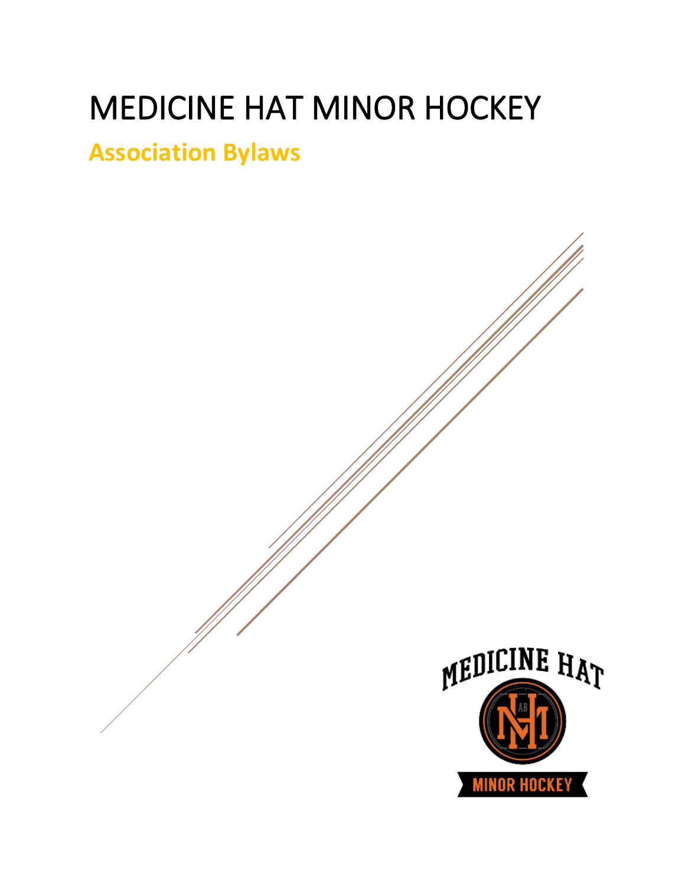# MEDICINE HAT MINOR HOCKEY

## Association Bylaws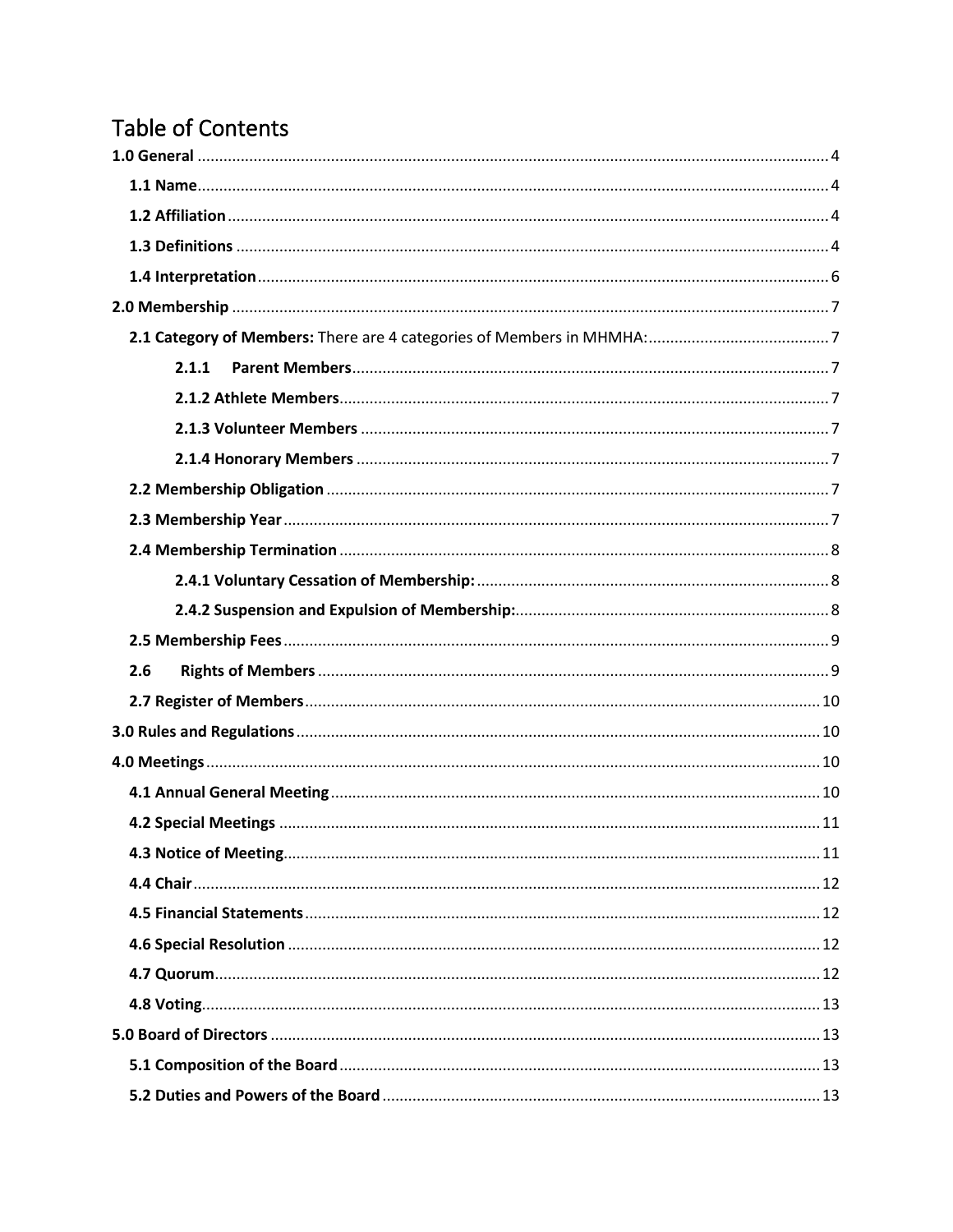# Table of Contents

**1.0 General** ..... 4

- **1.1 Name** ..... 4
- **1.2 Affiliation** ..... 4
- **1.3 Definitions** ..... 4
- **1.4 Interpretation** ..... 6

**2.0 Membership** ..... 7

- **2.1 Category of Members:** There are 4 categories of Members in MHMHA: ..... 7
  - **2.1.1 Parent Members** ..... 7
  - **2.1.2 Athlete Members** ..... 7
  - **2.1.3 Volunteer Members** ..... 7
  - **2.1.4 Honorary Members** ..... 7
- **2.2 Membership Obligation** ..... 7
- **2.3 Membership Year** ..... 7
- **2.4 Membership Termination** ..... 8
  - **2.4.1 Voluntary Cessation of Membership:** ..... 8
  - **2.4.2 Suspension and Expulsion of Membership:** ..... 8
- **2.5 Membership Fees** ..... 9
- **2.6 Rights of Members** ..... 9
- **2.7 Register of Members** ..... 10

**3.0 Rules and Regulations** ..... 10

**4.0 Meetings** ..... 10

- **4.1 Annual General Meeting** ..... 10
- **4.2 Special Meetings** ..... 11
- **4.3 Notice of Meeting** ..... 11
- **4.4 Chair** ..... 12
- **4.5 Financial Statements** ..... 12
- **4.6 Special Resolution** ..... 12
- **4.7 Quorum** ..... 12
- **4.8 Voting** ..... 13

**5.0 Board of Directors** ..... 13

- **5.1 Composition of the Board** ..... 13
- **5.2 Duties and Powers of the Board** ..... 13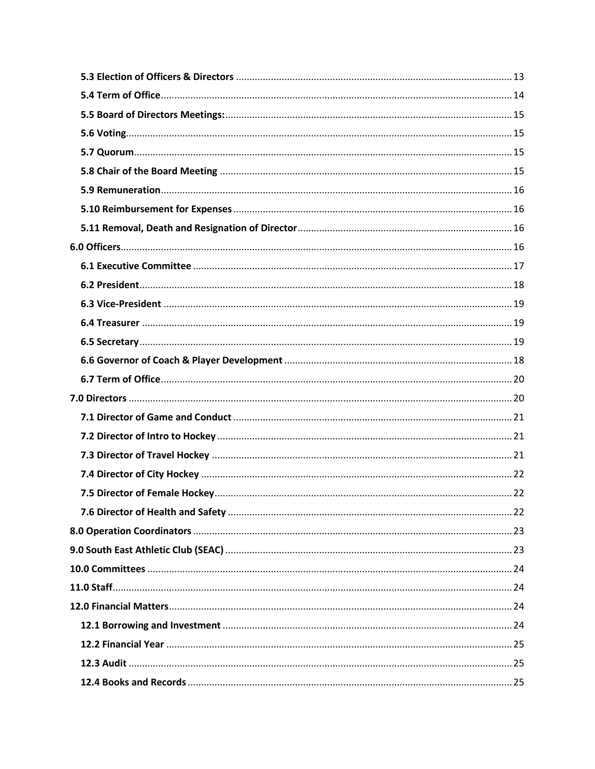5.3 Election of Officers & Directors ..... 13
5.4 Term of Office ..... 14
5.5 Board of Directors Meetings: ..... 15
5.6 Voting ..... 15
5.7 Quorum ..... 15
5.8 Chair of the Board Meeting ..... 15
5.9 Remuneration ..... 16
5.10 Reimbursement for Expenses ..... 16
5.11 Removal, Death and Resignation of Director ..... 16

6.0 Officers ..... 16
6.1 Executive Committee ..... 17
6.2 President ..... 18
6.3 Vice-President ..... 19
6.4 Treasurer ..... 19
6.5 Secretary ..... 19
6.6 Governor of Coach & Player Development ..... 18
6.7 Term of Office ..... 20

7.0 Directors ..... 20
7.1 Director of Game and Conduct ..... 21
7.2 Director of Intro to Hockey ..... 21
7.3 Director of Travel Hockey ..... 21
7.4 Director of City Hockey ..... 22
7.5 Director of Female Hockey ..... 22
7.6 Director of Health and Safety ..... 22

8.0 Operation Coordinators ..... 23

9.0 South East Athletic Club (SEAC) ..... 23

10.0 Committees ..... 24

11.0 Staff ..... 24

12.0 Financial Matters ..... 24
12.1 Borrowing and Investment ..... 24
12.2 Financial Year ..... 25
12.3 Audit ..... 25
12.4 Books and Records ..... 25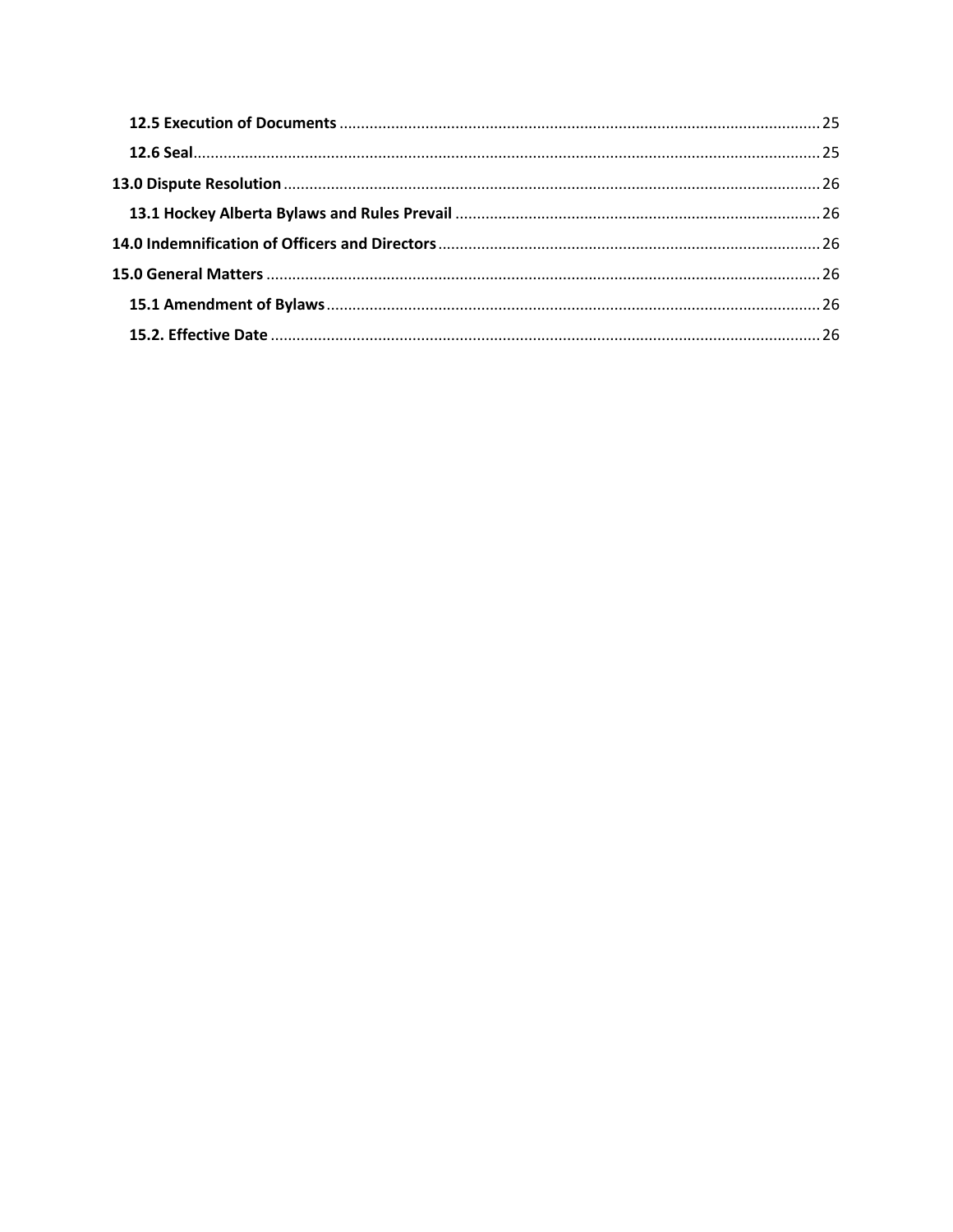**12.5 Execution of Documents** ........................................................................................................ 25

**12.6 Seal** ........................................................................................................................................ 25

**13.0 Dispute Resolution** ................................................................................................................. 26

**13.1 Hockey Alberta Bylaws and Rules Prevail** ........................................................................... 26

**14.0 Indemnification of Officers and Directors** .............................................................................. 26

**15.0 General Matters** ..................................................................................................................... 26

**15.1 Amendment of Bylaws** .......................................................................................................... 26

**15.2. Effective Date** ....................................................................................................................... 26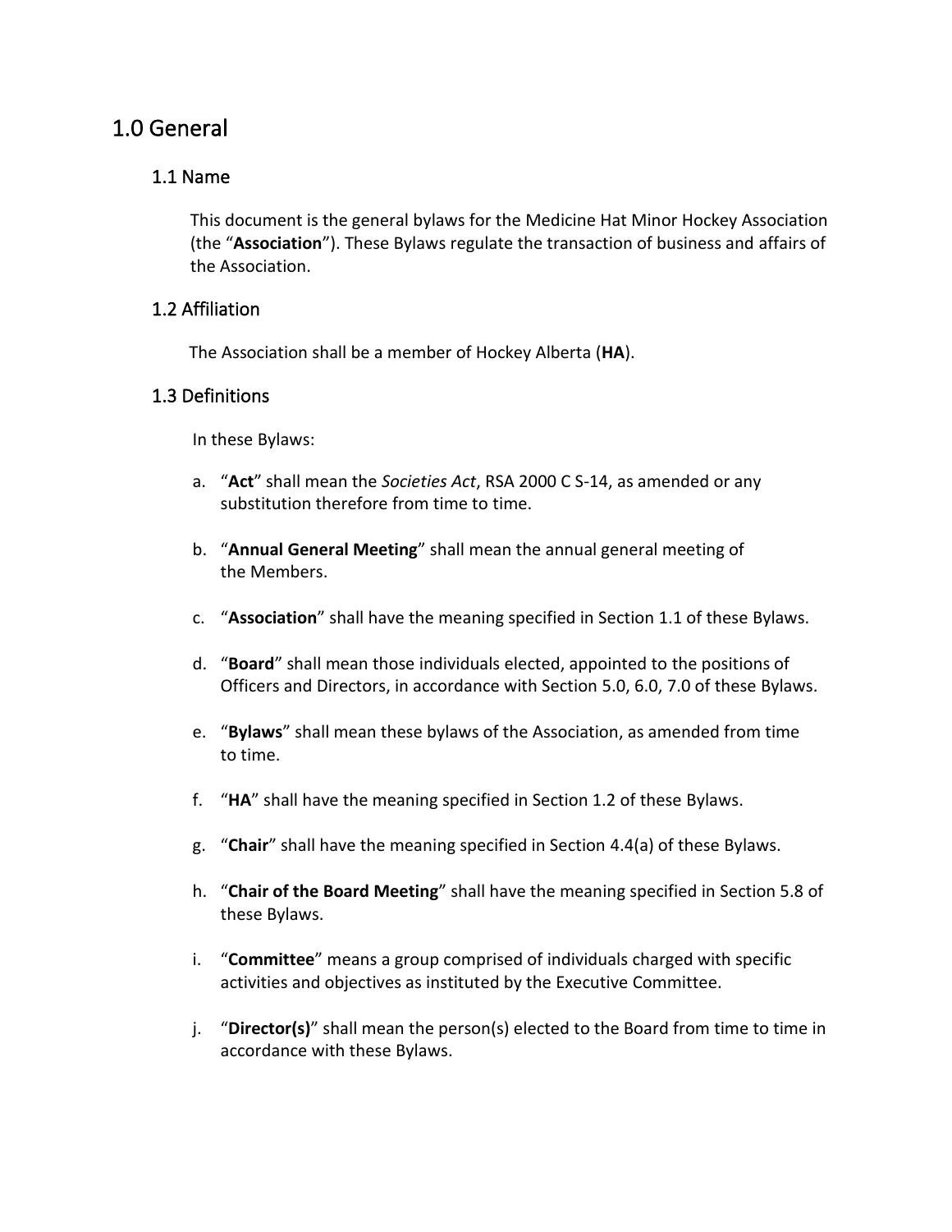# 1.0 General

## 1.1 Name

This document is the general bylaws for the Medicine Hat Minor Hockey Association (the "**Association**"). These Bylaws regulate the transaction of business and affairs of the Association.

## 1.2 Affiliation

The Association shall be a member of Hockey Alberta (**HA**).

## 1.3 Definitions

In these Bylaws:

a. "**Act**" shall mean the *Societies Act*, RSA 2000 C S-14, as amended or any substitution therefore from time to time.

b. "**Annual General Meeting**" shall mean the annual general meeting of the Members.

c. "**Association**" shall have the meaning specified in Section 1.1 of these Bylaws.

d. "**Board**" shall mean those individuals elected, appointed to the positions of Officers and Directors, in accordance with Section 5.0, 6.0, 7.0 of these Bylaws.

e. "**Bylaws**" shall mean these bylaws of the Association, as amended from time to time.

f. "**HA**" shall have the meaning specified in Section 1.2 of these Bylaws.

g. "**Chair**" shall have the meaning specified in Section 4.4(a) of these Bylaws.

h. "**Chair of the Board Meeting**" shall have the meaning specified in Section 5.8 of these Bylaws.

i. "**Committee**" means a group comprised of individuals charged with specific activities and objectives as instituted by the Executive Committee.

j. "**Director(s)**" shall mean the person(s) elected to the Board from time to time in accordance with these Bylaws.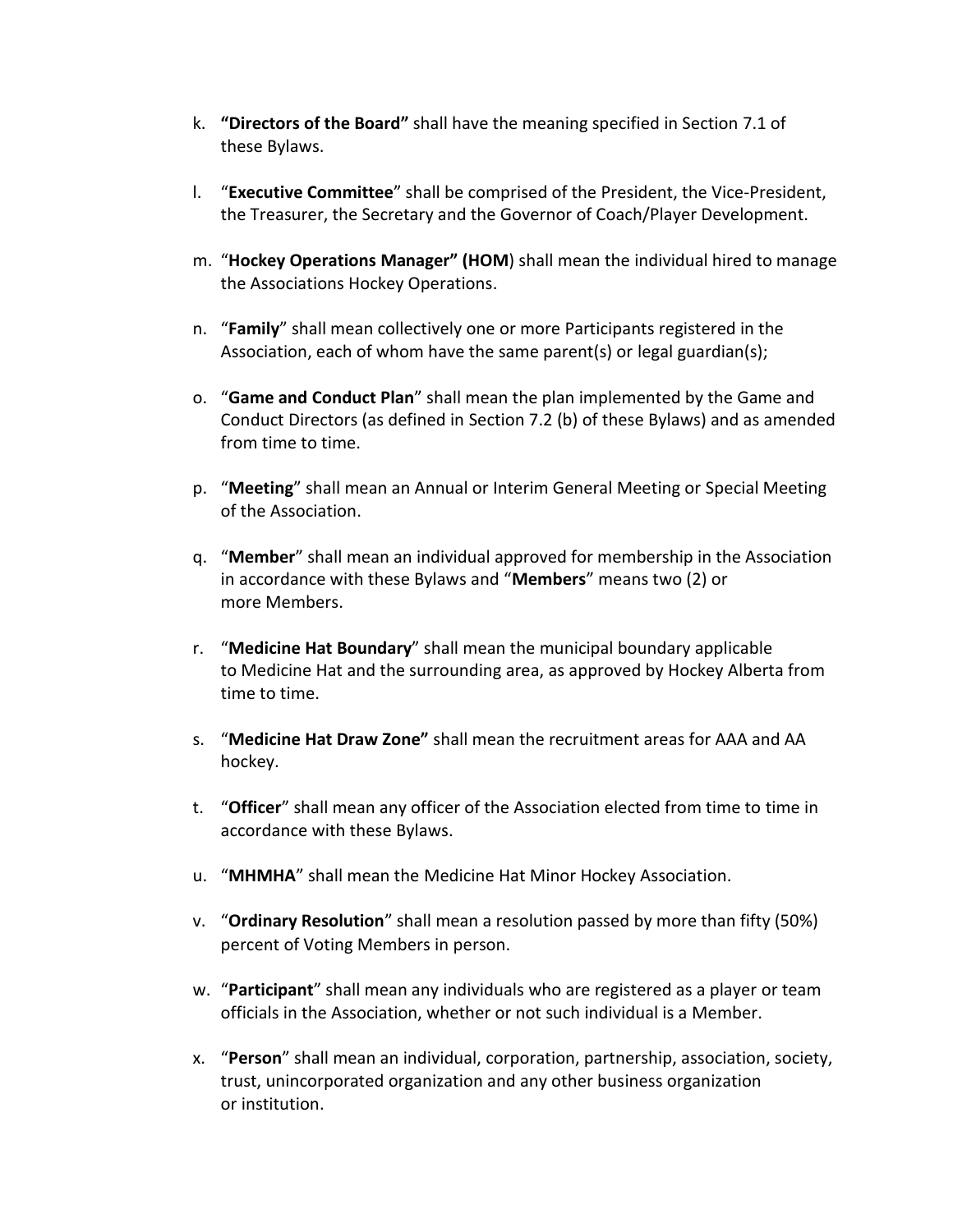k. **"Directors of the Board"** shall have the meaning specified in Section 7.1 of these Bylaws.

l. "**Executive Committee**" shall be comprised of the President, the Vice-President, the Treasurer, the Secretary and the Governor of Coach/Player Development.

m. "**Hockey Operations Manager" (HOM**) shall mean the individual hired to manage the Associations Hockey Operations.

n. "**Family**" shall mean collectively one or more Participants registered in the Association, each of whom have the same parent(s) or legal guardian(s);

o. "**Game and Conduct Plan**" shall mean the plan implemented by the Game and Conduct Directors (as defined in Section 7.2 (b) of these Bylaws) and as amended from time to time.

p. "**Meeting**" shall mean an Annual or Interim General Meeting or Special Meeting of the Association.

q. "**Member**" shall mean an individual approved for membership in the Association in accordance with these Bylaws and "**Members**" means two (2) or more Members.

r. "**Medicine Hat Boundary**" shall mean the municipal boundary applicable to Medicine Hat and the surrounding area, as approved by Hockey Alberta from time to time.

s. "**Medicine Hat Draw Zone"** shall mean the recruitment areas for AAA and AA hockey.

t. "**Officer**" shall mean any officer of the Association elected from time to time in accordance with these Bylaws.

u. "**MHMHA**" shall mean the Medicine Hat Minor Hockey Association.

v. "**Ordinary Resolution**" shall mean a resolution passed by more than fifty (50%) percent of Voting Members in person.

w. "**Participant**" shall mean any individuals who are registered as a player or team officials in the Association, whether or not such individual is a Member.

x. "**Person**" shall mean an individual, corporation, partnership, association, society, trust, unincorporated organization and any other business organization or institution.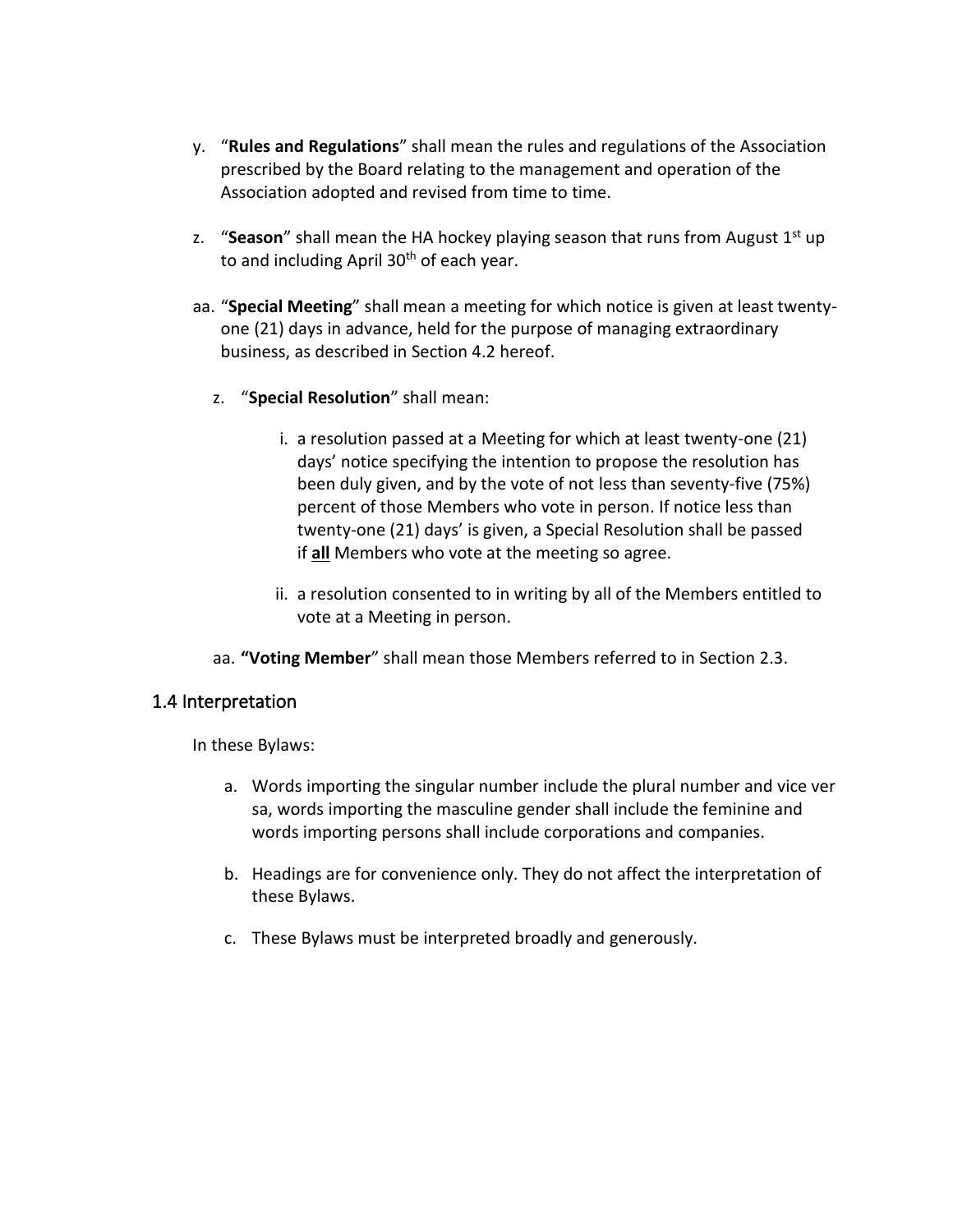y. "**Rules and Regulations**" shall mean the rules and regulations of the Association prescribed by the Board relating to the management and operation of the Association adopted and revised from time to time.

z. "**Season**" shall mean the HA hockey playing season that runs from August 1st up to and including April 30th of each year.

aa. "**Special Meeting**" shall mean a meeting for which notice is given at least twenty-one (21) days in advance, held for the purpose of managing extraordinary business, as described in Section 4.2 hereof.

z. "**Special Resolution**" shall mean:

   i. a resolution passed at a Meeting for which at least twenty-one (21) days' notice specifying the intention to propose the resolution has been duly given, and by the vote of not less than seventy-five (75%) percent of those Members who vote in person. If notice less than twenty-one (21) days' is given, a Special Resolution shall be passed if **<u>all</u>** Members who vote at the meeting so agree.

   ii. a resolution consented to in writing by all of the Members entitled to vote at a Meeting in person.

aa. **"Voting Member**" shall mean those Members referred to in Section 2.3.

## 1.4 Interpretation

In these Bylaws:

a. Words importing the singular number include the plural number and vice ver sa, words importing the masculine gender shall include the feminine and words importing persons shall include corporations and companies.

b. Headings are for convenience only. They do not affect the interpretation of these Bylaws.

c. These Bylaws must be interpreted broadly and generously.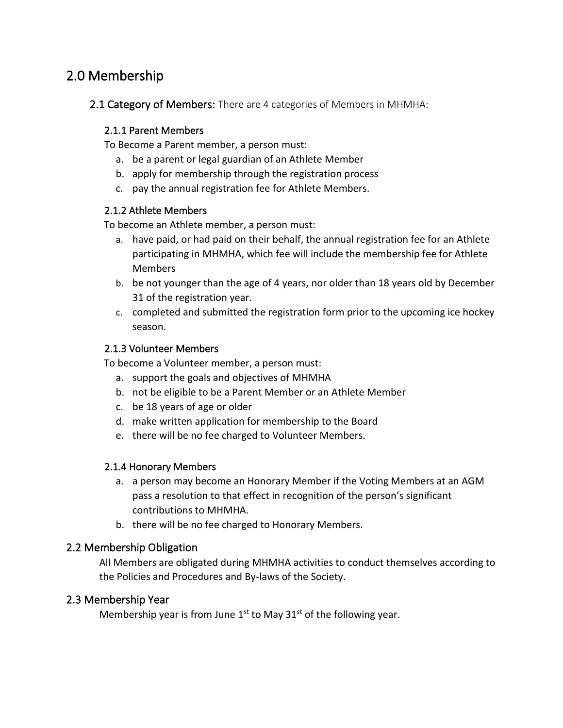# 2.0 Membership

## 2.1 Category of Members: There are 4 categories of Members in MHMHA:

### 2.1.1 Parent Members

To Become a Parent member, a person must:

a. be a parent or legal guardian of an Athlete Member
b. apply for membership through the registration process
c. pay the annual registration fee for Athlete Members.

### 2.1.2 Athlete Members

To become an Athlete member, a person must:

a. have paid, or had paid on their behalf, the annual registration fee for an Athlete participating in MHMHA, which fee will include the membership fee for Athlete Members
b. be not younger than the age of 4 years, nor older than 18 years old by December 31 of the registration year.
c. completed and submitted the registration form prior to the upcoming ice hockey season.

### 2.1.3 Volunteer Members

To become a Volunteer member, a person must:

a. support the goals and objectives of MHMHA
b. not be eligible to be a Parent Member or an Athlete Member
c. be 18 years of age or older
d. make written application for membership to the Board
e. there will be no fee charged to Volunteer Members.

### 2.1.4 Honorary Members

a. a person may become an Honorary Member if the Voting Members at an AGM pass a resolution to that effect in recognition of the person's significant contributions to MHMHA.
b. there will be no fee charged to Honorary Members.

## 2.2 Membership Obligation

All Members are obligated during MHMHA activities to conduct themselves according to the Policies and Procedures and By-laws of the Society.

## 2.3 Membership Year

Membership year is from June 1st to May 31st of the following year.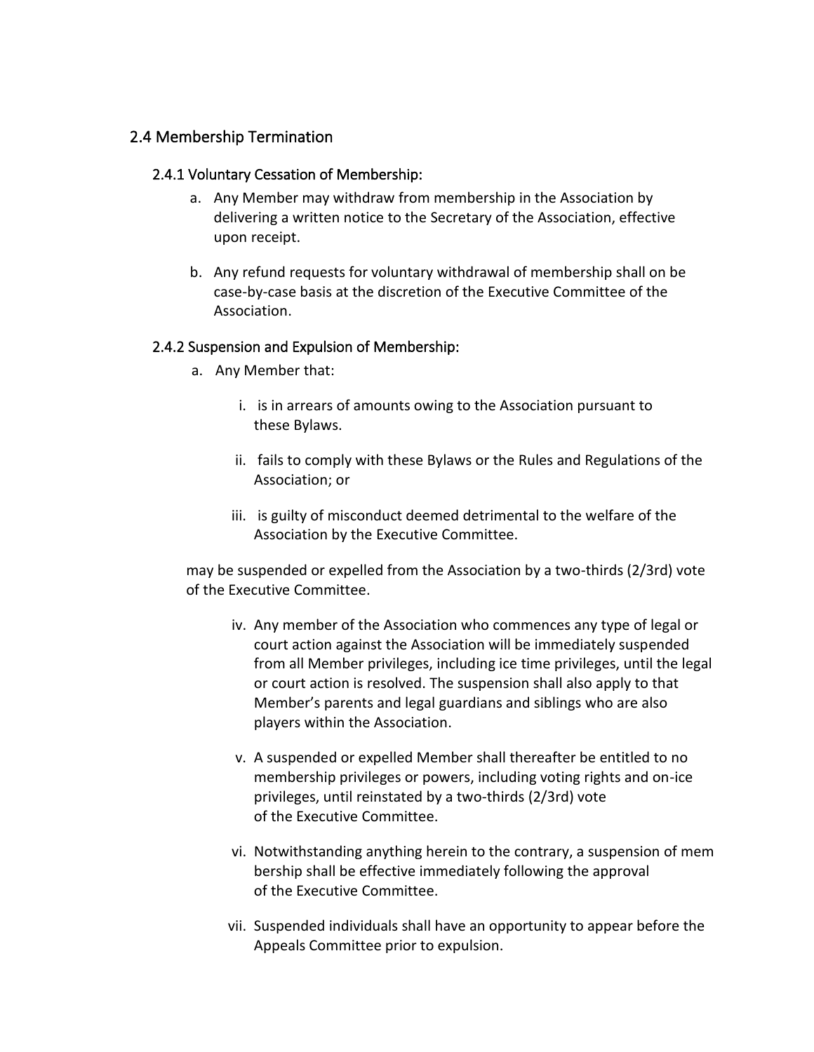## 2.4 Membership Termination

### 2.4.1 Voluntary Cessation of Membership:

a. Any Member may withdraw from membership in the Association by delivering a written notice to the Secretary of the Association, effective upon receipt.

b. Any refund requests for voluntary withdrawal of membership shall on be case-by-case basis at the discretion of the Executive Committee of the Association.

### 2.4.2 Suspension and Expulsion of Membership:

a. Any Member that:

   i. is in arrears of amounts owing to the Association pursuant to these Bylaws.

   ii. fails to comply with these Bylaws or the Rules and Regulations of the Association; or

   iii. is guilty of misconduct deemed detrimental to the welfare of the Association by the Executive Committee.

may be suspended or expelled from the Association by a two-thirds (2/3rd) vote of the Executive Committee.

   iv. Any member of the Association who commences any type of legal or court action against the Association will be immediately suspended from all Member privileges, including ice time privileges, until the legal or court action is resolved. The suspension shall also apply to that Member's parents and legal guardians and siblings who are also players within the Association.

   v. A suspended or expelled Member shall thereafter be entitled to no membership privileges or powers, including voting rights and on-ice privileges, until reinstated by a two-thirds (2/3rd) vote of the Executive Committee.

   vi. Notwithstanding anything herein to the contrary, a suspension of mem bership shall be effective immediately following the approval of the Executive Committee.

   vii. Suspended individuals shall have an opportunity to appear before the Appeals Committee prior to expulsion.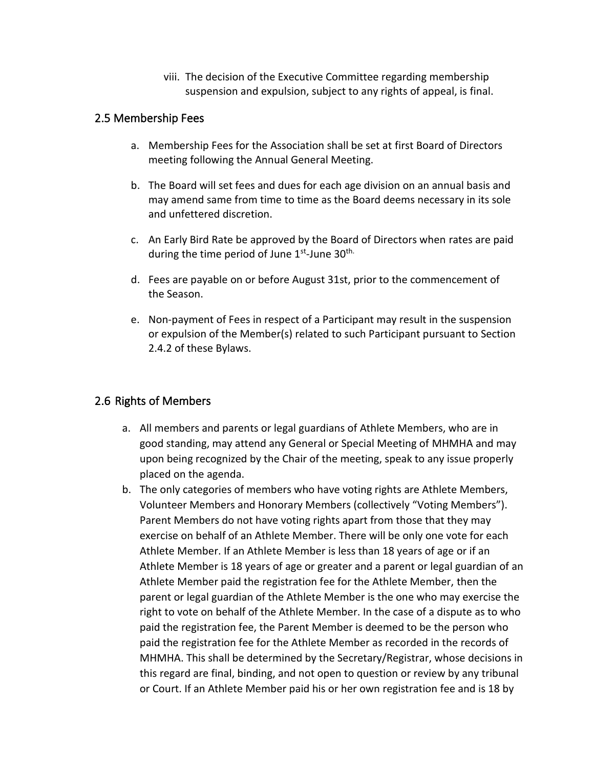viii. The decision of the Executive Committee regarding membership suspension and expulsion, subject to any rights of appeal, is final.

## 2.5 Membership Fees

a. Membership Fees for the Association shall be set at first Board of Directors meeting following the Annual General Meeting.

b. The Board will set fees and dues for each age division on an annual basis and may amend same from time to time as the Board deems necessary in its sole and unfettered discretion.

c. An Early Bird Rate be approved by the Board of Directors when rates are paid during the time period of June 1st-June 30th.

d. Fees are payable on or before August 31st, prior to the commencement of the Season.

e. Non-payment of Fees in respect of a Participant may result in the suspension or expulsion of the Member(s) related to such Participant pursuant to Section 2.4.2 of these Bylaws.

## 2.6 Rights of Members

a. All members and parents or legal guardians of Athlete Members, who are in good standing, may attend any General or Special Meeting of MHMHA and may upon being recognized by the Chair of the meeting, speak to any issue properly placed on the agenda.

b. The only categories of members who have voting rights are Athlete Members, Volunteer Members and Honorary Members (collectively "Voting Members"). Parent Members do not have voting rights apart from those that they may exercise on behalf of an Athlete Member. There will be only one vote for each Athlete Member. If an Athlete Member is less than 18 years of age or if an Athlete Member is 18 years of age or greater and a parent or legal guardian of an Athlete Member paid the registration fee for the Athlete Member, then the parent or legal guardian of the Athlete Member is the one who may exercise the right to vote on behalf of the Athlete Member. In the case of a dispute as to who paid the registration fee, the Parent Member is deemed to be the person who paid the registration fee for the Athlete Member as recorded in the records of MHMHA. This shall be determined by the Secretary/Registrar, whose decisions in this regard are final, binding, and not open to question or review by any tribunal or Court. If an Athlete Member paid his or her own registration fee and is 18 by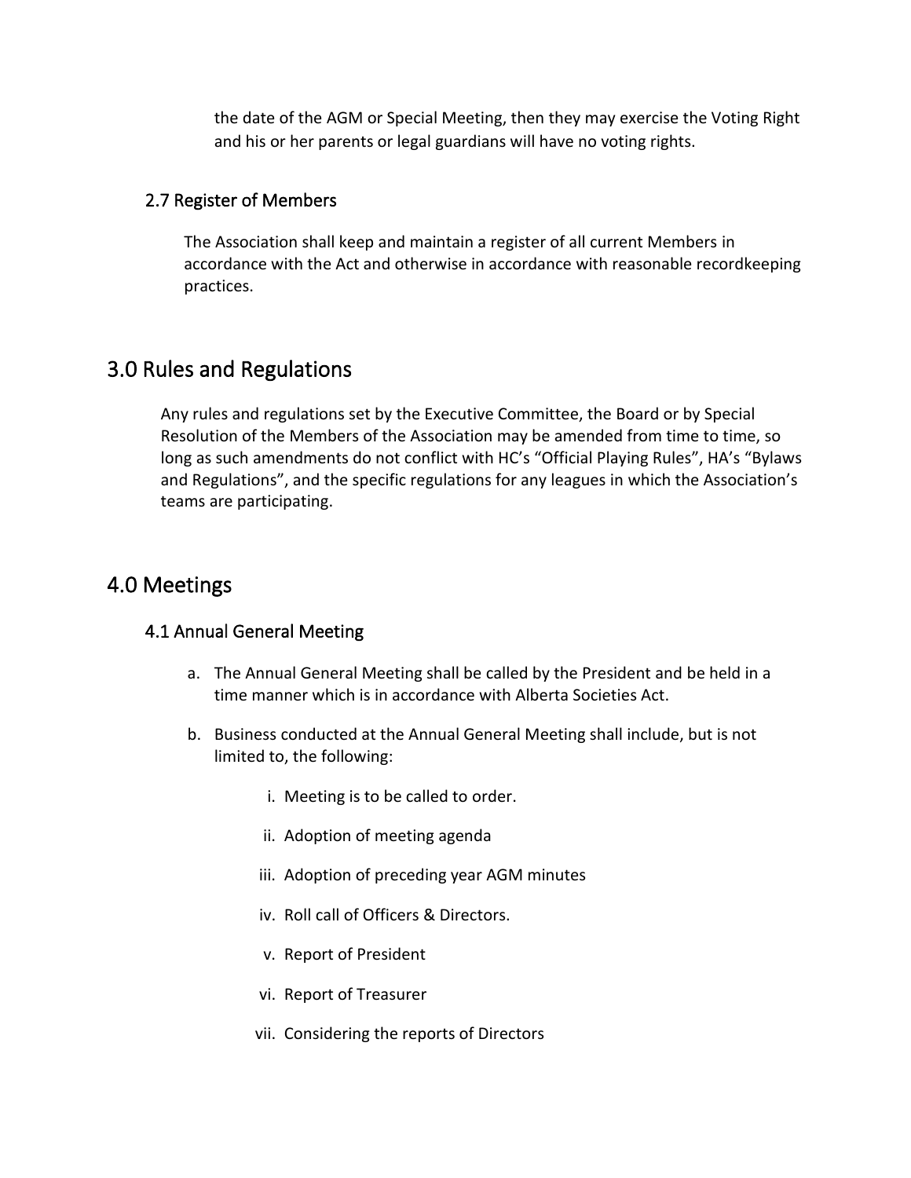the date of the AGM or Special Meeting, then they may exercise the Voting Right and his or her parents or legal guardians will have no voting rights.

### 2.7 Register of Members

The Association shall keep and maintain a register of all current Members in accordance with the Act and otherwise in accordance with reasonable recordkeeping practices.

## 3.0 Rules and Regulations

Any rules and regulations set by the Executive Committee, the Board or by Special Resolution of the Members of the Association may be amended from time to time, so long as such amendments do not conflict with HC's "Official Playing Rules", HA's "Bylaws and Regulations", and the specific regulations for any leagues in which the Association's teams are participating.

## 4.0 Meetings

### 4.1 Annual General Meeting

a. The Annual General Meeting shall be called by the President and be held in a time manner which is in accordance with Alberta Societies Act.

b. Business conducted at the Annual General Meeting shall include, but is not limited to, the following:

   i. Meeting is to be called to order.

   ii. Adoption of meeting agenda

   iii. Adoption of preceding year AGM minutes

   iv. Roll call of Officers & Directors.

   v. Report of President

   vi. Report of Treasurer

   vii. Considering the reports of Directors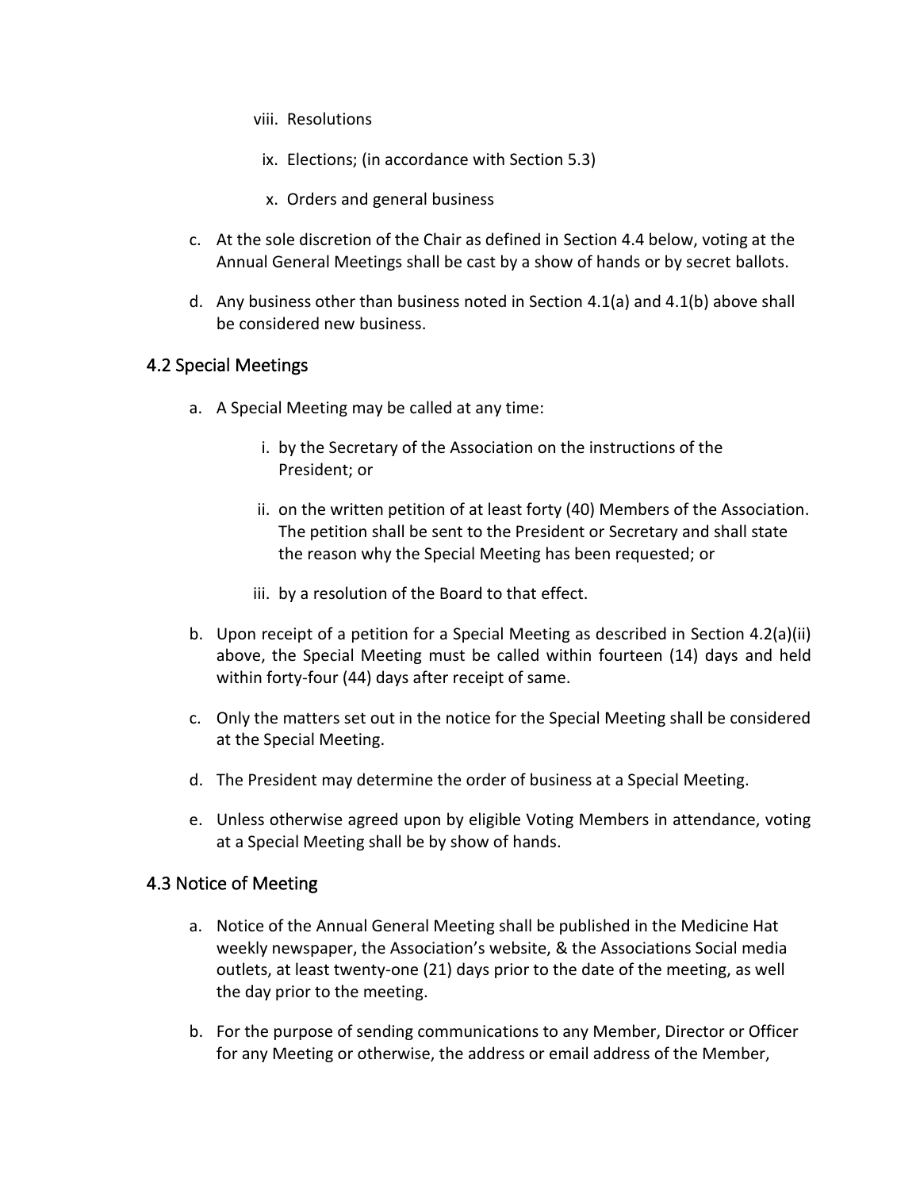viii. Resolutions

ix. Elections; (in accordance with Section 5.3)

x. Orders and general business

c. At the sole discretion of the Chair as defined in Section 4.4 below, voting at the Annual General Meetings shall be cast by a show of hands or by secret ballots.

d. Any business other than business noted in Section 4.1(a) and 4.1(b) above shall be considered new business.

## 4.2 Special Meetings

a. A Special Meeting may be called at any time:

   i. by the Secretary of the Association on the instructions of the President; or

   ii. on the written petition of at least forty (40) Members of the Association. The petition shall be sent to the President or Secretary and shall state the reason why the Special Meeting has been requested; or

   iii. by a resolution of the Board to that effect.

b. Upon receipt of a petition for a Special Meeting as described in Section 4.2(a)(ii) above, the Special Meeting must be called within fourteen (14) days and held within forty-four (44) days after receipt of same.

c. Only the matters set out in the notice for the Special Meeting shall be considered at the Special Meeting.

d. The President may determine the order of business at a Special Meeting.

e. Unless otherwise agreed upon by eligible Voting Members in attendance, voting at a Special Meeting shall be by show of hands.

## 4.3 Notice of Meeting

a. Notice of the Annual General Meeting shall be published in the Medicine Hat weekly newspaper, the Association's website, & the Associations Social media outlets, at least twenty-one (21) days prior to the date of the meeting, as well the day prior to the meeting.

b. For the purpose of sending communications to any Member, Director or Officer for any Meeting or otherwise, the address or email address of the Member,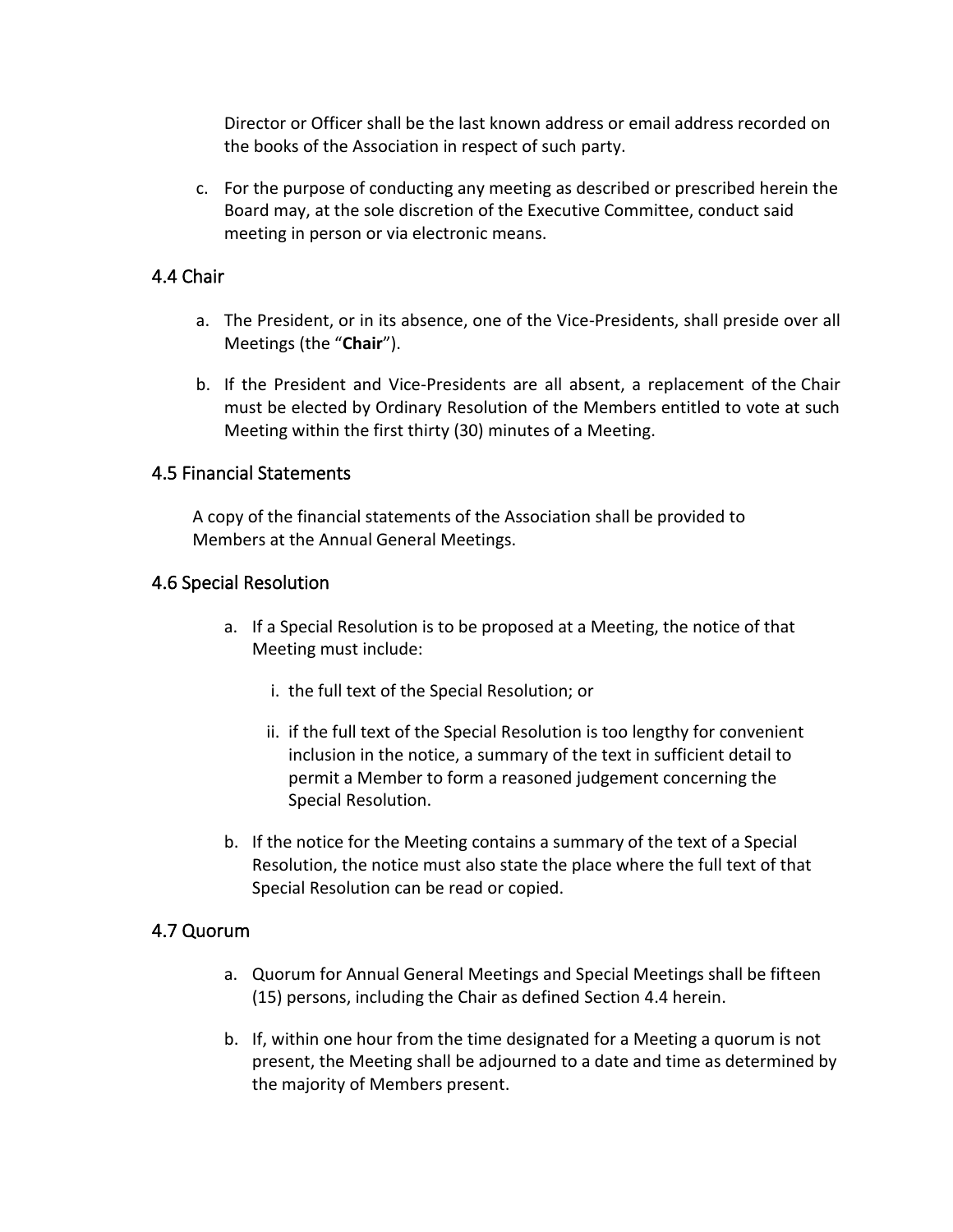Director or Officer shall be the last known address or email address recorded on the books of the Association in respect of such party.

c. For the purpose of conducting any meeting as described or prescribed herein the Board may, at the sole discretion of the Executive Committee, conduct said meeting in person or via electronic means.

## 4.4 Chair

a. The President, or in its absence, one of the Vice-Presidents, shall preside over all Meetings (the "**Chair**").

b. If the President and Vice-Presidents are all absent, a replacement of the Chair must be elected by Ordinary Resolution of the Members entitled to vote at such Meeting within the first thirty (30) minutes of a Meeting.

## 4.5 Financial Statements

A copy of the financial statements of the Association shall be provided to Members at the Annual General Meetings.

## 4.6 Special Resolution

a. If a Special Resolution is to be proposed at a Meeting, the notice of that Meeting must include:

   i. the full text of the Special Resolution; or

   ii. if the full text of the Special Resolution is too lengthy for convenient inclusion in the notice, a summary of the text in sufficient detail to permit a Member to form a reasoned judgement concerning the Special Resolution.

b. If the notice for the Meeting contains a summary of the text of a Special Resolution, the notice must also state the place where the full text of that Special Resolution can be read or copied.

## 4.7 Quorum

a. Quorum for Annual General Meetings and Special Meetings shall be fifteen (15) persons, including the Chair as defined Section 4.4 herein.

b. If, within one hour from the time designated for a Meeting a quorum is not present, the Meeting shall be adjourned to a date and time as determined by the majority of Members present.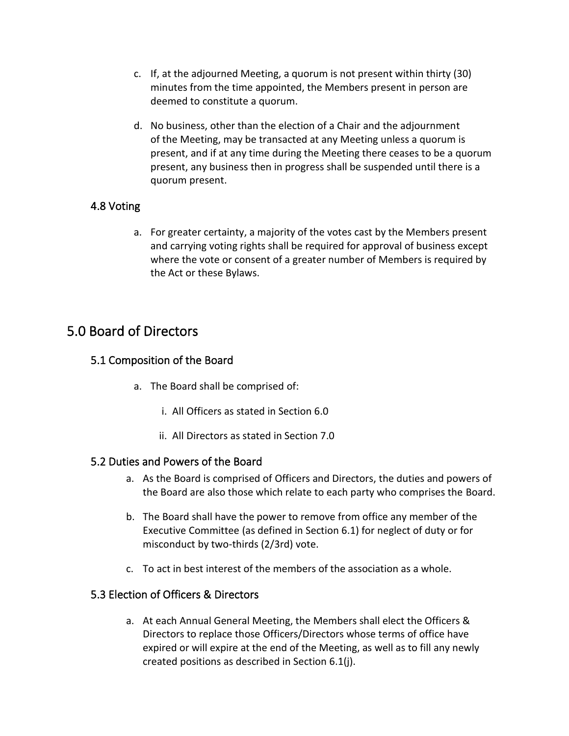c. If, at the adjourned Meeting, a quorum is not present within thirty (30) minutes from the time appointed, the Members present in person are deemed to constitute a quorum.

d. No business, other than the election of a Chair and the adjournment of the Meeting, may be transacted at any Meeting unless a quorum is present, and if at any time during the Meeting there ceases to be a quorum present, any business then in progress shall be suspended until there is a quorum present.

### 4.8 Voting

a. For greater certainty, a majority of the votes cast by the Members present and carrying voting rights shall be required for approval of business except where the vote or consent of a greater number of Members is required by the Act or these Bylaws.

## 5.0 Board of Directors

### 5.1 Composition of the Board

a. The Board shall be comprised of:

   i. All Officers as stated in Section 6.0

   ii. All Directors as stated in Section 7.0

### 5.2 Duties and Powers of the Board

a. As the Board is comprised of Officers and Directors, the duties and powers of the Board are also those which relate to each party who comprises the Board.

b. The Board shall have the power to remove from office any member of the Executive Committee (as defined in Section 6.1) for neglect of duty or for misconduct by two-thirds (2/3rd) vote.

c. To act in best interest of the members of the association as a whole.

### 5.3 Election of Officers & Directors

a. At each Annual General Meeting, the Members shall elect the Officers & Directors to replace those Officers/Directors whose terms of office have expired or will expire at the end of the Meeting, as well as to fill any newly created positions as described in Section 6.1(j).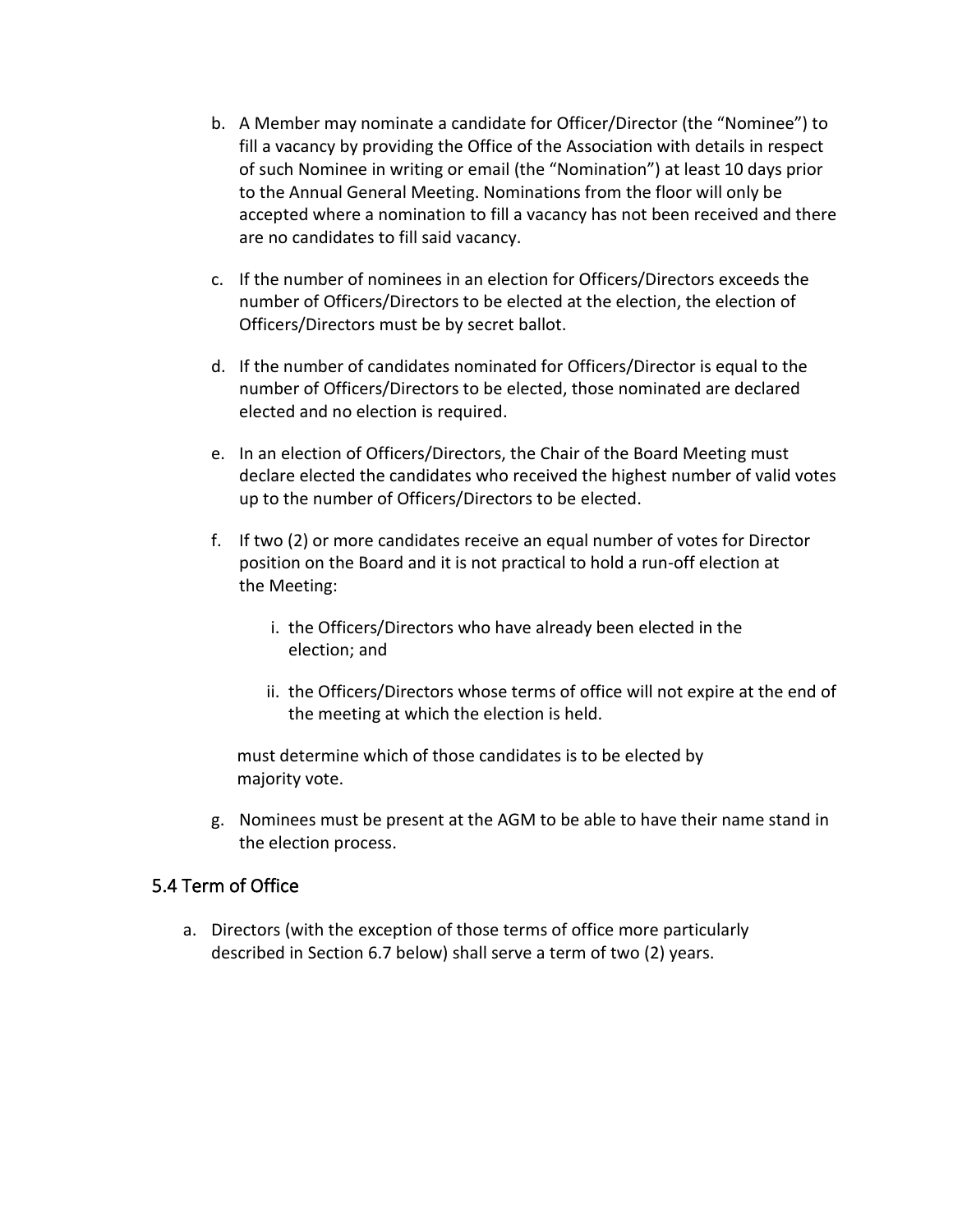b. A Member may nominate a candidate for Officer/Director (the "Nominee") to fill a vacancy by providing the Office of the Association with details in respect of such Nominee in writing or email (the "Nomination") at least 10 days prior to the Annual General Meeting. Nominations from the floor will only be accepted where a nomination to fill a vacancy has not been received and there are no candidates to fill said vacancy.

c. If the number of nominees in an election for Officers/Directors exceeds the number of Officers/Directors to be elected at the election, the election of Officers/Directors must be by secret ballot.

d. If the number of candidates nominated for Officers/Director is equal to the number of Officers/Directors to be elected, those nominated are declared elected and no election is required.

e. In an election of Officers/Directors, the Chair of the Board Meeting must declare elected the candidates who received the highest number of valid votes up to the number of Officers/Directors to be elected.

f. If two (2) or more candidates receive an equal number of votes for Director position on the Board and it is not practical to hold a run-off election at the Meeting:

    i. the Officers/Directors who have already been elected in the election; and

    ii. the Officers/Directors whose terms of office will not expire at the end of the meeting at which the election is held.

    must determine which of those candidates is to be elected by majority vote.

g. Nominees must be present at the AGM to be able to have their name stand in the election process.

## 5.4 Term of Office

a. Directors (with the exception of those terms of office more particularly described in Section 6.7 below) shall serve a term of two (2) years.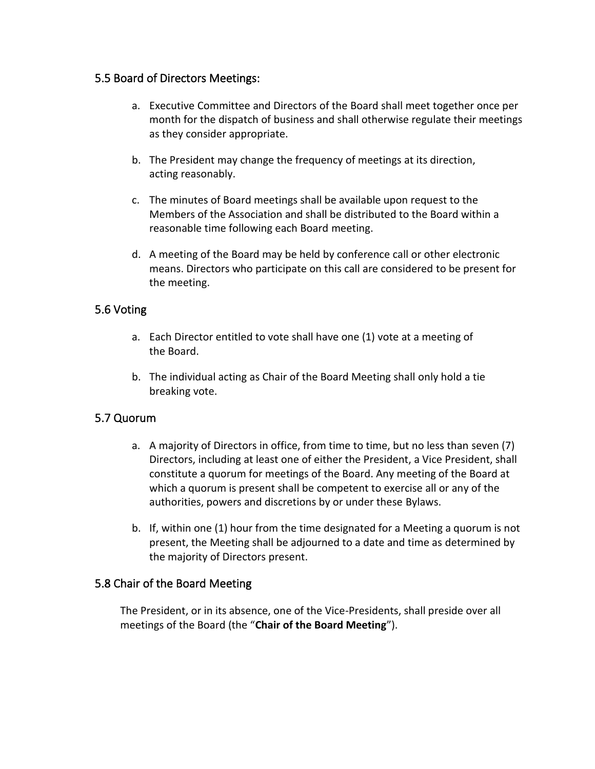## 5.5 Board of Directors Meetings:

a. Executive Committee and Directors of the Board shall meet together once per month for the dispatch of business and shall otherwise regulate their meetings as they consider appropriate.

b. The President may change the frequency of meetings at its direction, acting reasonably.

c. The minutes of Board meetings shall be available upon request to the Members of the Association and shall be distributed to the Board within a reasonable time following each Board meeting.

d. A meeting of the Board may be held by conference call or other electronic means. Directors who participate on this call are considered to be present for the meeting.

## 5.6 Voting

a. Each Director entitled to vote shall have one (1) vote at a meeting of the Board.

b. The individual acting as Chair of the Board Meeting shall only hold a tie breaking vote.

## 5.7 Quorum

a. A majority of Directors in office, from time to time, but no less than seven (7) Directors, including at least one of either the President, a Vice President, shall constitute a quorum for meetings of the Board. Any meeting of the Board at which a quorum is present shall be competent to exercise all or any of the authorities, powers and discretions by or under these Bylaws.

b. If, within one (1) hour from the time designated for a Meeting a quorum is not present, the Meeting shall be adjourned to a date and time as determined by the majority of Directors present.

## 5.8 Chair of the Board Meeting

The President, or in its absence, one of the Vice-Presidents, shall preside over all meetings of the Board (the "**Chair of the Board Meeting**").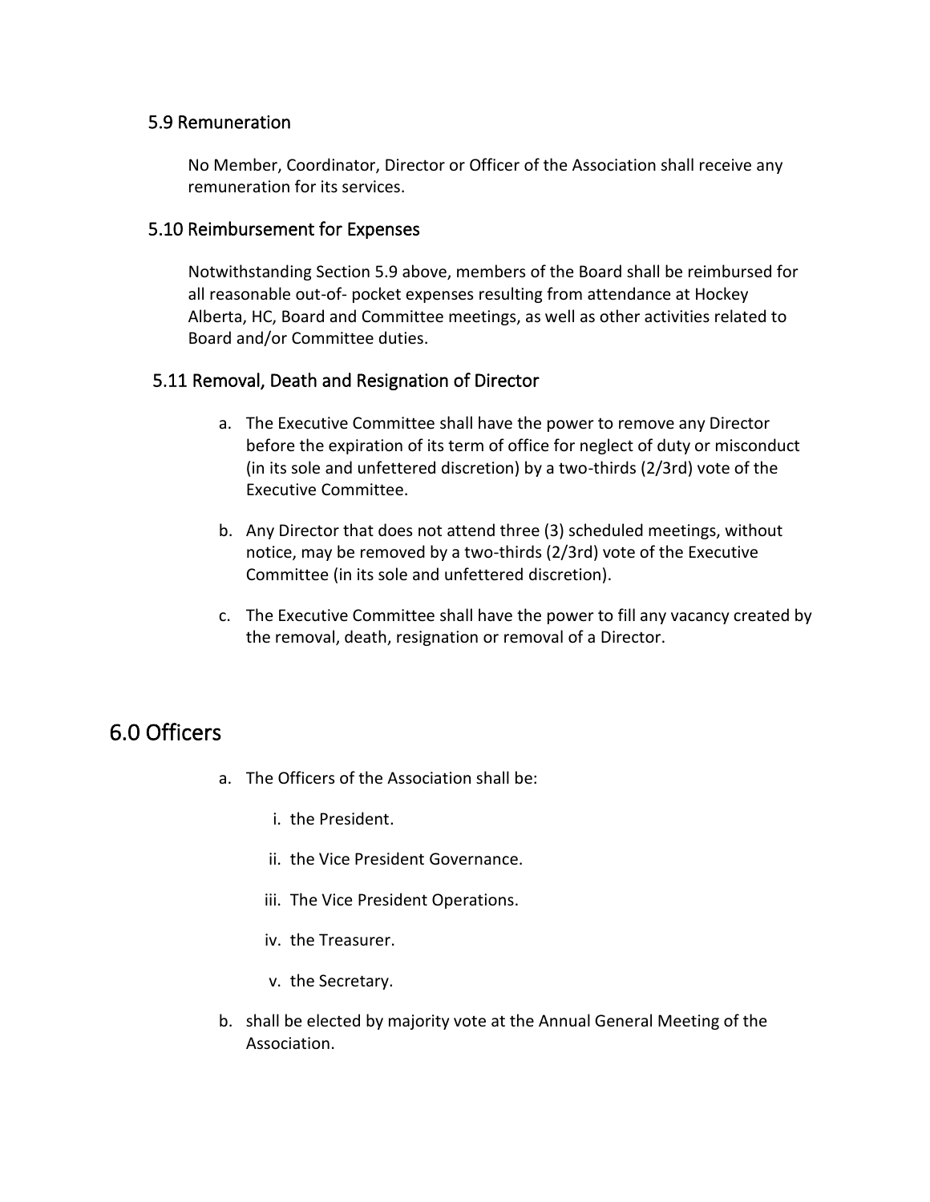### 5.9 Remuneration

No Member, Coordinator, Director or Officer of the Association shall receive any remuneration for its services.

### 5.10 Reimbursement for Expenses

Notwithstanding Section 5.9 above, members of the Board shall be reimbursed for all reasonable out-of- pocket expenses resulting from attendance at Hockey Alberta, HC, Board and Committee meetings, as well as other activities related to Board and/or Committee duties.

### 5.11 Removal, Death and Resignation of Director

a. The Executive Committee shall have the power to remove any Director before the expiration of its term of office for neglect of duty or misconduct (in its sole and unfettered discretion) by a two-thirds (2/3rd) vote of the Executive Committee.

b. Any Director that does not attend three (3) scheduled meetings, without notice, may be removed by a two-thirds (2/3rd) vote of the Executive Committee (in its sole and unfettered discretion).

c. The Executive Committee shall have the power to fill any vacancy created by the removal, death, resignation or removal of a Director.

## 6.0 Officers

a. The Officers of the Association shall be:

   i. the President.

   ii. the Vice President Governance.

   iii. The Vice President Operations.

   iv. the Treasurer.

   v. the Secretary.

b. shall be elected by majority vote at the Annual General Meeting of the Association.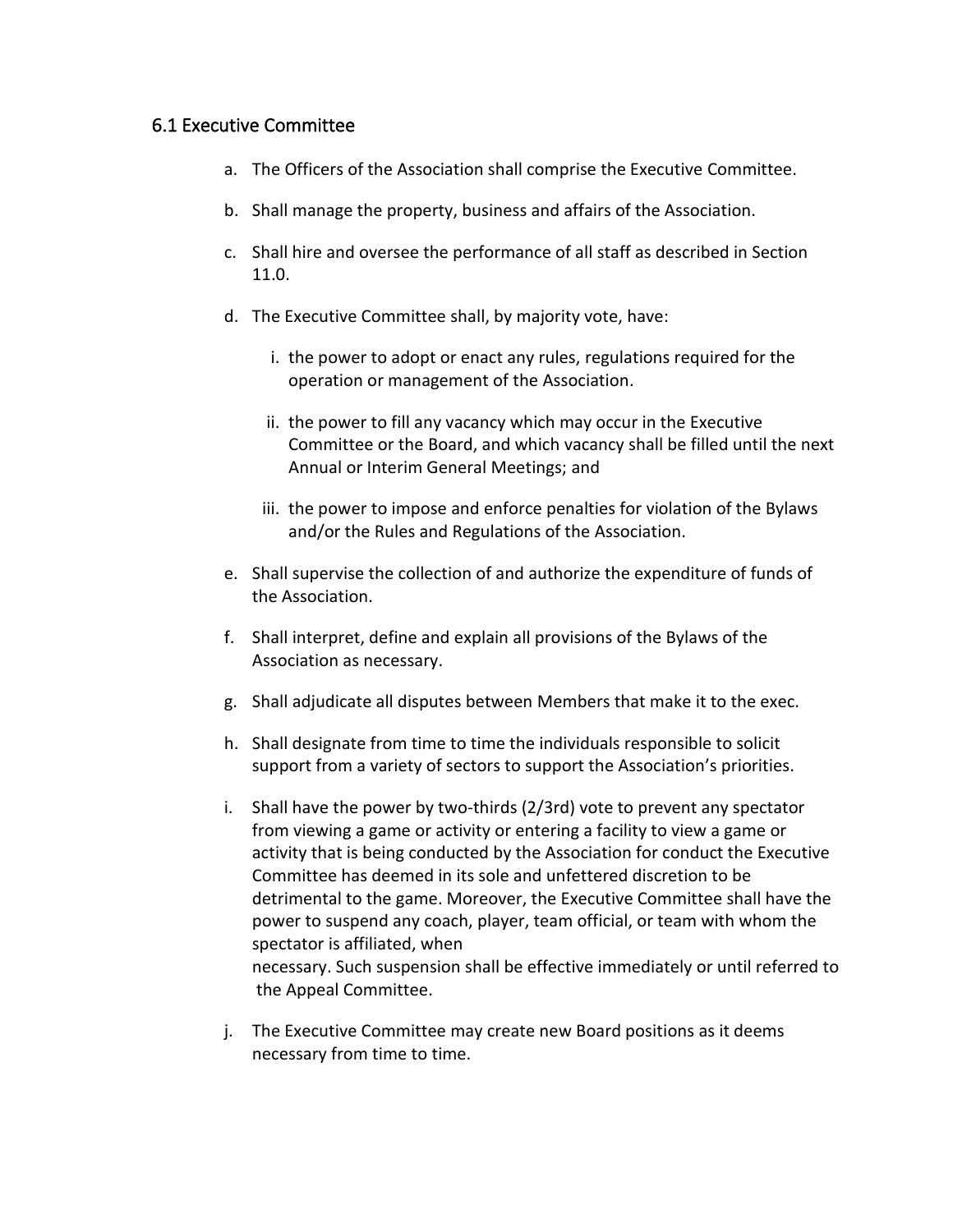## 6.1 Executive Committee

a. The Officers of the Association shall comprise the Executive Committee.

b. Shall manage the property, business and affairs of the Association.

c. Shall hire and oversee the performance of all staff as described in Section 11.0.

d. The Executive Committee shall, by majority vote, have:

   i. the power to adopt or enact any rules, regulations required for the operation or management of the Association.

   ii. the power to fill any vacancy which may occur in the Executive Committee or the Board, and which vacancy shall be filled until the next Annual or Interim General Meetings; and

   iii. the power to impose and enforce penalties for violation of the Bylaws and/or the Rules and Regulations of the Association.

e. Shall supervise the collection of and authorize the expenditure of funds of the Association.

f. Shall interpret, define and explain all provisions of the Bylaws of the Association as necessary.

g. Shall adjudicate all disputes between Members that make it to the exec.

h. Shall designate from time to time the individuals responsible to solicit support from a variety of sectors to support the Association's priorities.

i. Shall have the power by two-thirds (2/3rd) vote to prevent any spectator from viewing a game or activity or entering a facility to view a game or activity that is being conducted by the Association for conduct the Executive Committee has deemed in its sole and unfettered discretion to be detrimental to the game. Moreover, the Executive Committee shall have the power to suspend any coach, player, team official, or team with whom the spectator is affiliated, when necessary. Such suspension shall be effective immediately or until referred to the Appeal Committee.

j. The Executive Committee may create new Board positions as it deems necessary from time to time.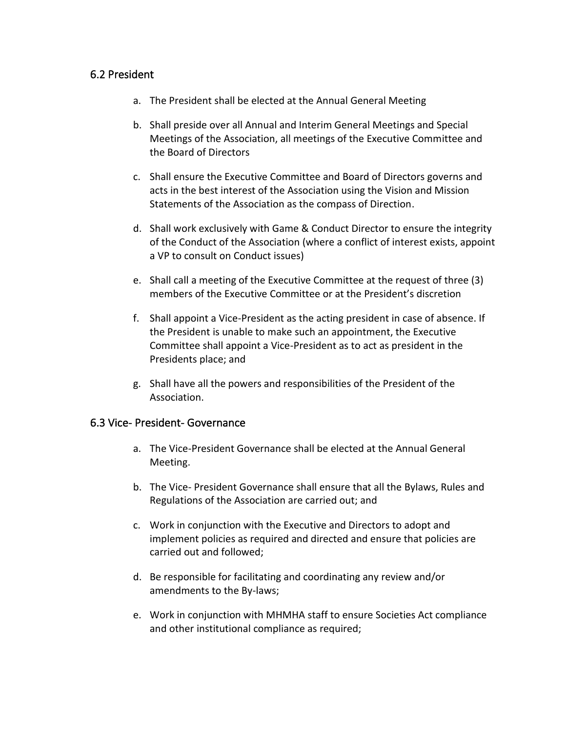## 6.2 President

a. The President shall be elected at the Annual General Meeting

b. Shall preside over all Annual and Interim General Meetings and Special Meetings of the Association, all meetings of the Executive Committee and the Board of Directors

c. Shall ensure the Executive Committee and Board of Directors governs and acts in the best interest of the Association using the Vision and Mission Statements of the Association as the compass of Direction.

d. Shall work exclusively with Game & Conduct Director to ensure the integrity of the Conduct of the Association (where a conflict of interest exists, appoint a VP to consult on Conduct issues)

e. Shall call a meeting of the Executive Committee at the request of three (3) members of the Executive Committee or at the President's discretion

f. Shall appoint a Vice-President as the acting president in case of absence. If the President is unable to make such an appointment, the Executive Committee shall appoint a Vice-President as to act as president in the Presidents place; and

g. Shall have all the powers and responsibilities of the President of the Association.

## 6.3 Vice- President- Governance

a. The Vice-President Governance shall be elected at the Annual General Meeting.

b. The Vice- President Governance shall ensure that all the Bylaws, Rules and Regulations of the Association are carried out; and

c. Work in conjunction with the Executive and Directors to adopt and implement policies as required and directed and ensure that policies are carried out and followed;

d. Be responsible for facilitating and coordinating any review and/or amendments to the By-laws;

e. Work in conjunction with MHMHA staff to ensure Societies Act compliance and other institutional compliance as required;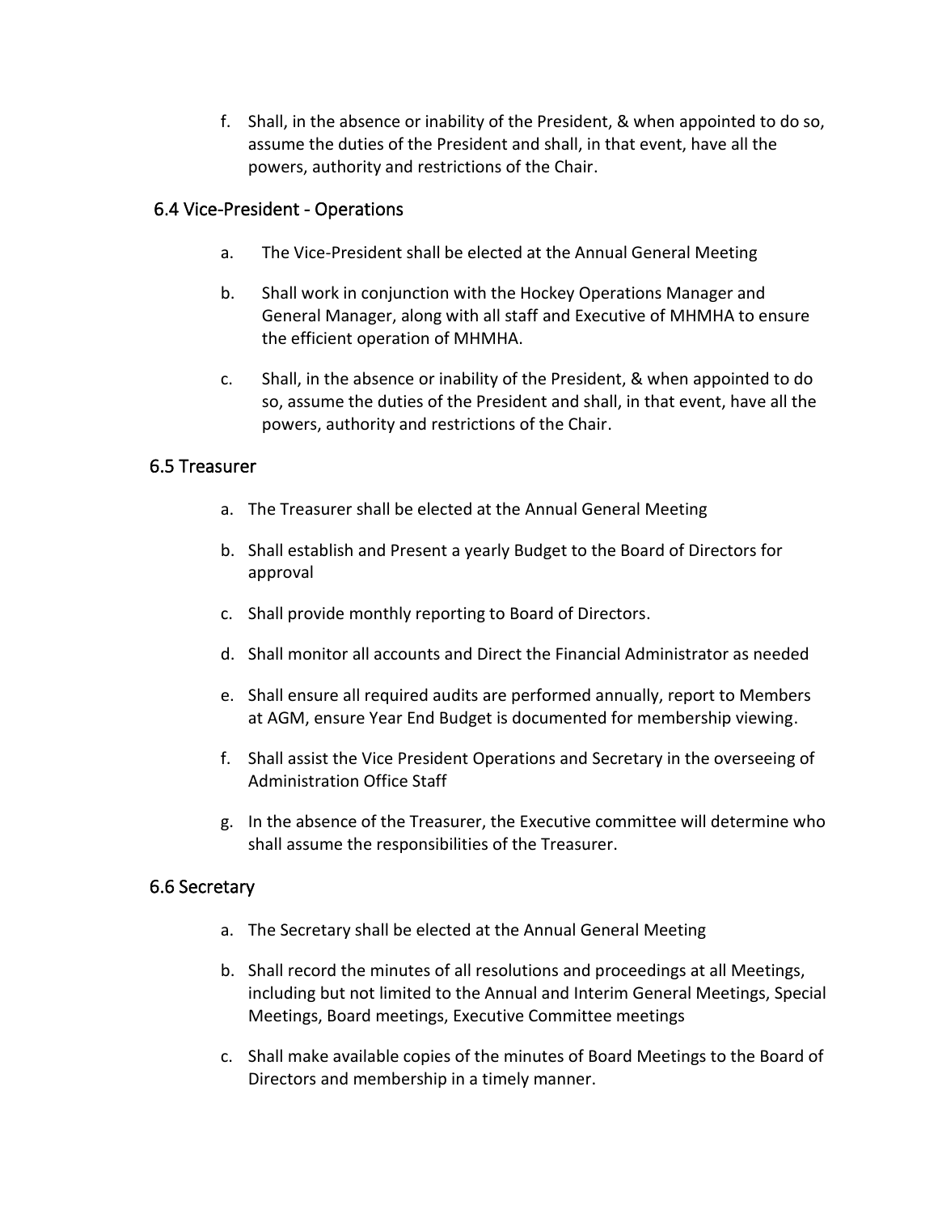f. Shall, in the absence or inability of the President, & when appointed to do so, assume the duties of the President and shall, in that event, have all the powers, authority and restrictions of the Chair.

## 6.4 Vice-President - Operations

a. The Vice-President shall be elected at the Annual General Meeting

b. Shall work in conjunction with the Hockey Operations Manager and General Manager, along with all staff and Executive of MHMHA to ensure the efficient operation of MHMHA.

c. Shall, in the absence or inability of the President, & when appointed to do so, assume the duties of the President and shall, in that event, have all the powers, authority and restrictions of the Chair.

## 6.5 Treasurer

a. The Treasurer shall be elected at the Annual General Meeting

b. Shall establish and Present a yearly Budget to the Board of Directors for approval

c. Shall provide monthly reporting to Board of Directors.

d. Shall monitor all accounts and Direct the Financial Administrator as needed

e. Shall ensure all required audits are performed annually, report to Members at AGM, ensure Year End Budget is documented for membership viewing.

f. Shall assist the Vice President Operations and Secretary in the overseeing of Administration Office Staff

g. In the absence of the Treasurer, the Executive committee will determine who shall assume the responsibilities of the Treasurer.

## 6.6 Secretary

a. The Secretary shall be elected at the Annual General Meeting

b. Shall record the minutes of all resolutions and proceedings at all Meetings, including but not limited to the Annual and Interim General Meetings, Special Meetings, Board meetings, Executive Committee meetings

c. Shall make available copies of the minutes of Board Meetings to the Board of Directors and membership in a timely manner.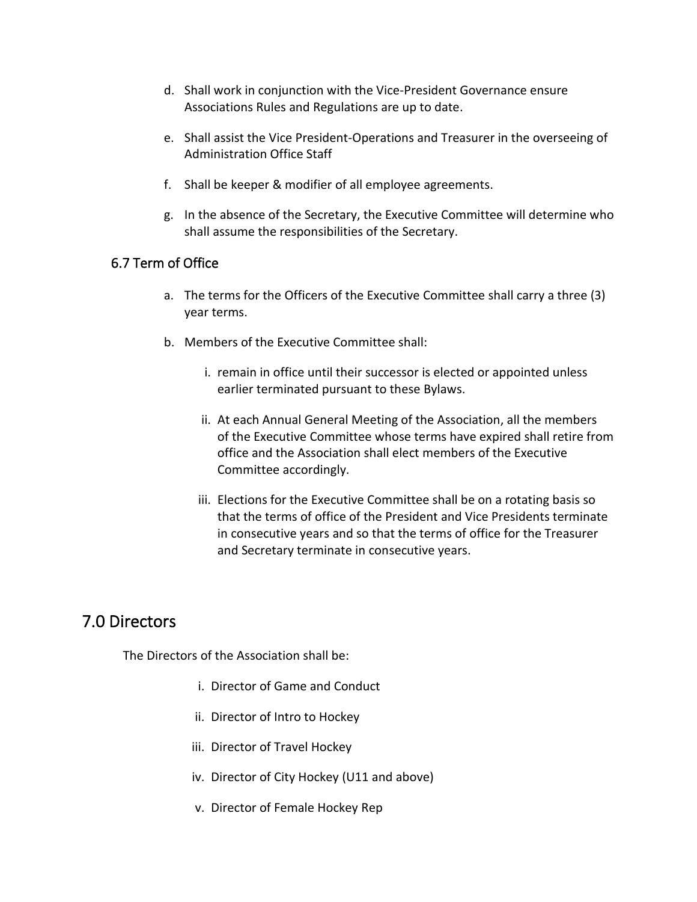d. Shall work in conjunction with the Vice-President Governance ensure Associations Rules and Regulations are up to date.

e. Shall assist the Vice President-Operations and Treasurer in the overseeing of Administration Office Staff

f. Shall be keeper & modifier of all employee agreements.

g. In the absence of the Secretary, the Executive Committee will determine who shall assume the responsibilities of the Secretary.

### 6.7 Term of Office

a. The terms for the Officers of the Executive Committee shall carry a three (3) year terms.

b. Members of the Executive Committee shall:

   i. remain in office until their successor is elected or appointed unless earlier terminated pursuant to these Bylaws.

   ii. At each Annual General Meeting of the Association, all the members of the Executive Committee whose terms have expired shall retire from office and the Association shall elect members of the Executive Committee accordingly.

   iii. Elections for the Executive Committee shall be on a rotating basis so that the terms of office of the President and Vice Presidents terminate in consecutive years and so that the terms of office for the Treasurer and Secretary terminate in consecutive years.

## 7.0 Directors

The Directors of the Association shall be:

i. Director of Game and Conduct

ii. Director of Intro to Hockey

iii. Director of Travel Hockey

iv. Director of City Hockey (U11 and above)

v. Director of Female Hockey Rep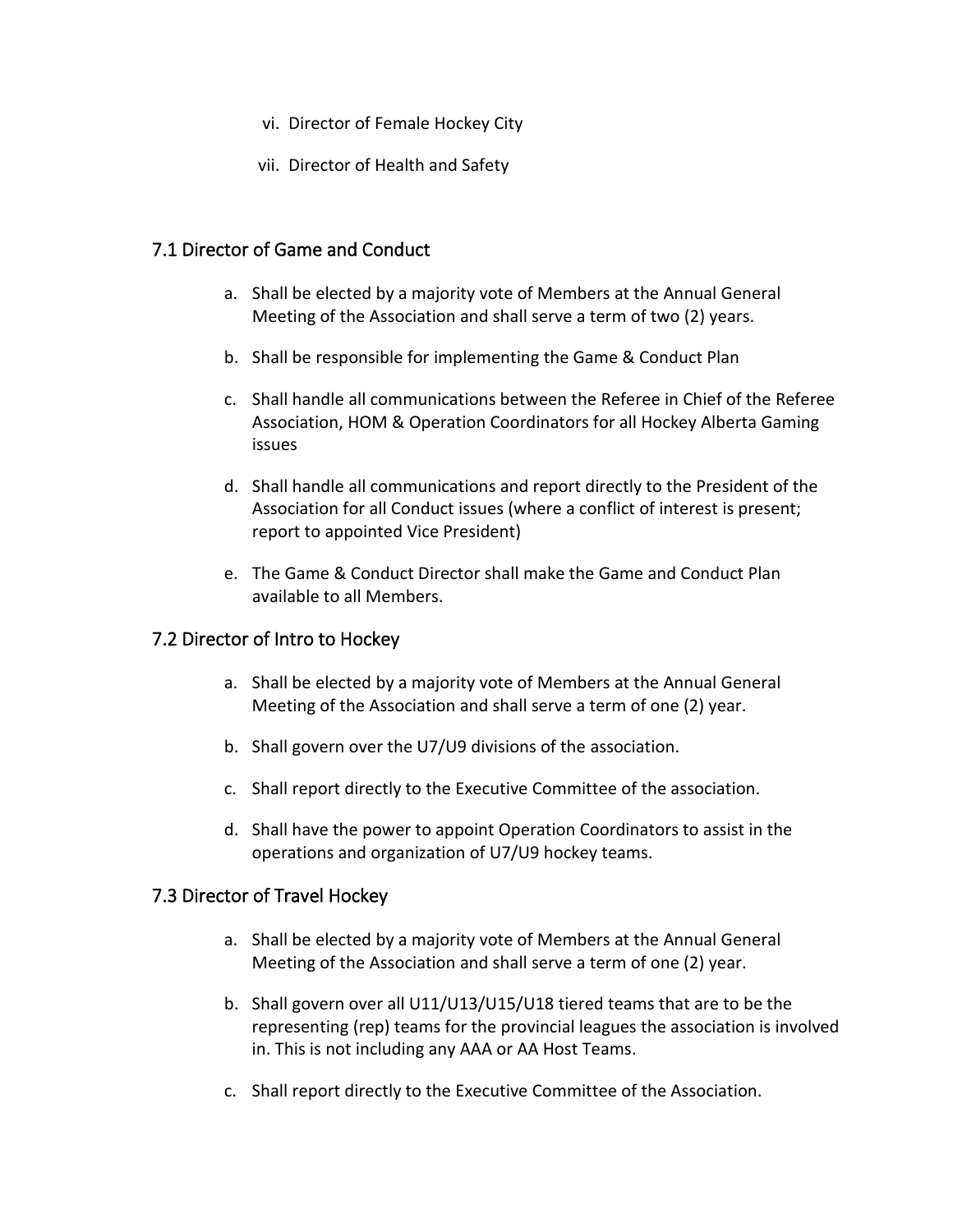vi. Director of Female Hockey City

vii. Director of Health and Safety

## 7.1 Director of Game and Conduct

a. Shall be elected by a majority vote of Members at the Annual General Meeting of the Association and shall serve a term of two (2) years.

b. Shall be responsible for implementing the Game & Conduct Plan

c. Shall handle all communications between the Referee in Chief of the Referee Association, HOM & Operation Coordinators for all Hockey Alberta Gaming issues

d. Shall handle all communications and report directly to the President of the Association for all Conduct issues (where a conflict of interest is present; report to appointed Vice President)

e. The Game & Conduct Director shall make the Game and Conduct Plan available to all Members.

## 7.2 Director of Intro to Hockey

a. Shall be elected by a majority vote of Members at the Annual General Meeting of the Association and shall serve a term of one (2) year.

b. Shall govern over the U7/U9 divisions of the association.

c. Shall report directly to the Executive Committee of the association.

d. Shall have the power to appoint Operation Coordinators to assist in the operations and organization of U7/U9 hockey teams.

## 7.3 Director of Travel Hockey

a. Shall be elected by a majority vote of Members at the Annual General Meeting of the Association and shall serve a term of one (2) year.

b. Shall govern over all U11/U13/U15/U18 tiered teams that are to be the representing (rep) teams for the provincial leagues the association is involved in. This is not including any AAA or AA Host Teams.

c. Shall report directly to the Executive Committee of the Association.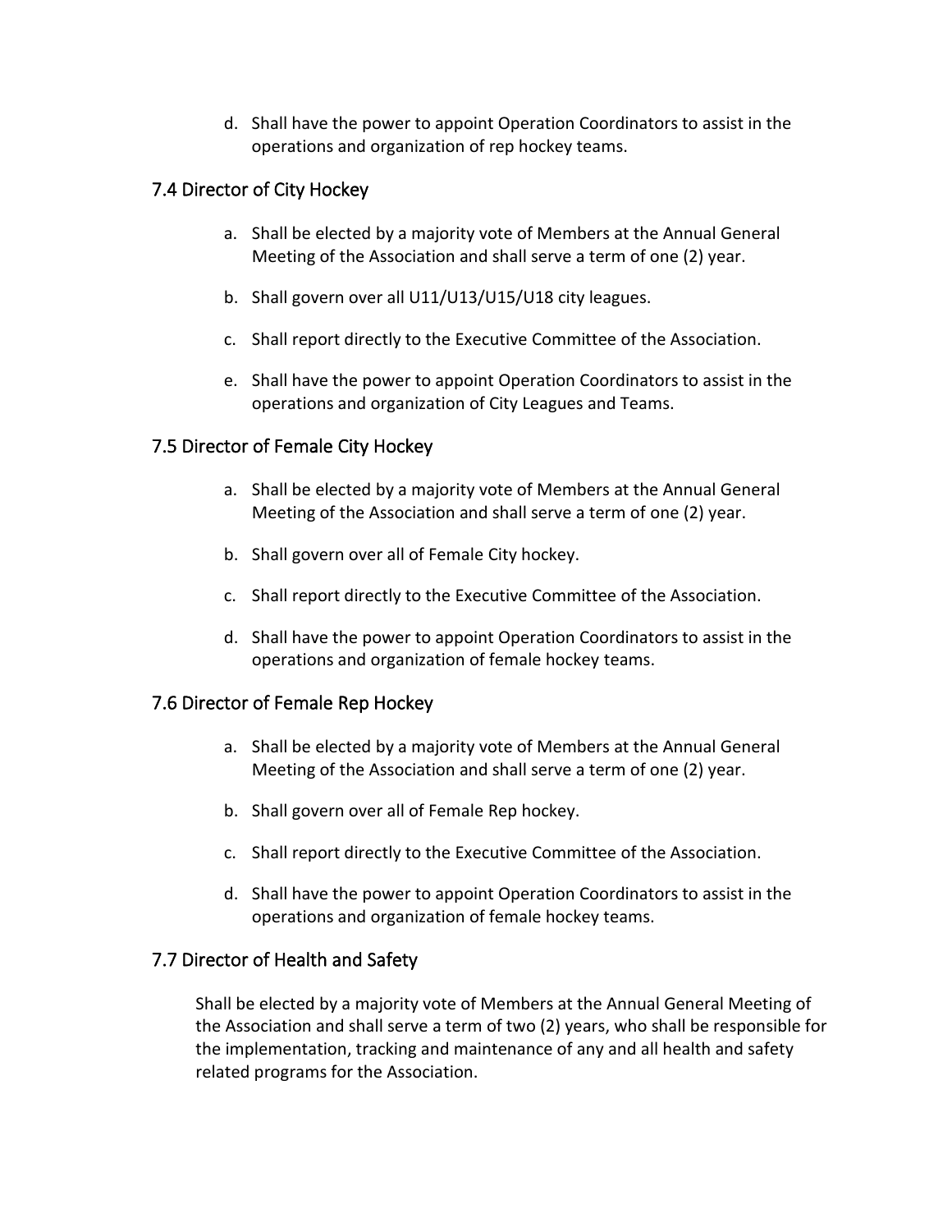d. Shall have the power to appoint Operation Coordinators to assist in the operations and organization of rep hockey teams.

### 7.4 Director of City Hockey

a. Shall be elected by a majority vote of Members at the Annual General Meeting of the Association and shall serve a term of one (2) year.

b. Shall govern over all U11/U13/U15/U18 city leagues.

c. Shall report directly to the Executive Committee of the Association.

e. Shall have the power to appoint Operation Coordinators to assist in the operations and organization of City Leagues and Teams.

### 7.5 Director of Female City Hockey

a. Shall be elected by a majority vote of Members at the Annual General Meeting of the Association and shall serve a term of one (2) year.

b. Shall govern over all of Female City hockey.

c. Shall report directly to the Executive Committee of the Association.

d. Shall have the power to appoint Operation Coordinators to assist in the operations and organization of female hockey teams.

### 7.6 Director of Female Rep Hockey

a. Shall be elected by a majority vote of Members at the Annual General Meeting of the Association and shall serve a term of one (2) year.

b. Shall govern over all of Female Rep hockey.

c. Shall report directly to the Executive Committee of the Association.

d. Shall have the power to appoint Operation Coordinators to assist in the operations and organization of female hockey teams.

### 7.7 Director of Health and Safety

Shall be elected by a majority vote of Members at the Annual General Meeting of the Association and shall serve a term of two (2) years, who shall be responsible for the implementation, tracking and maintenance of any and all health and safety related programs for the Association.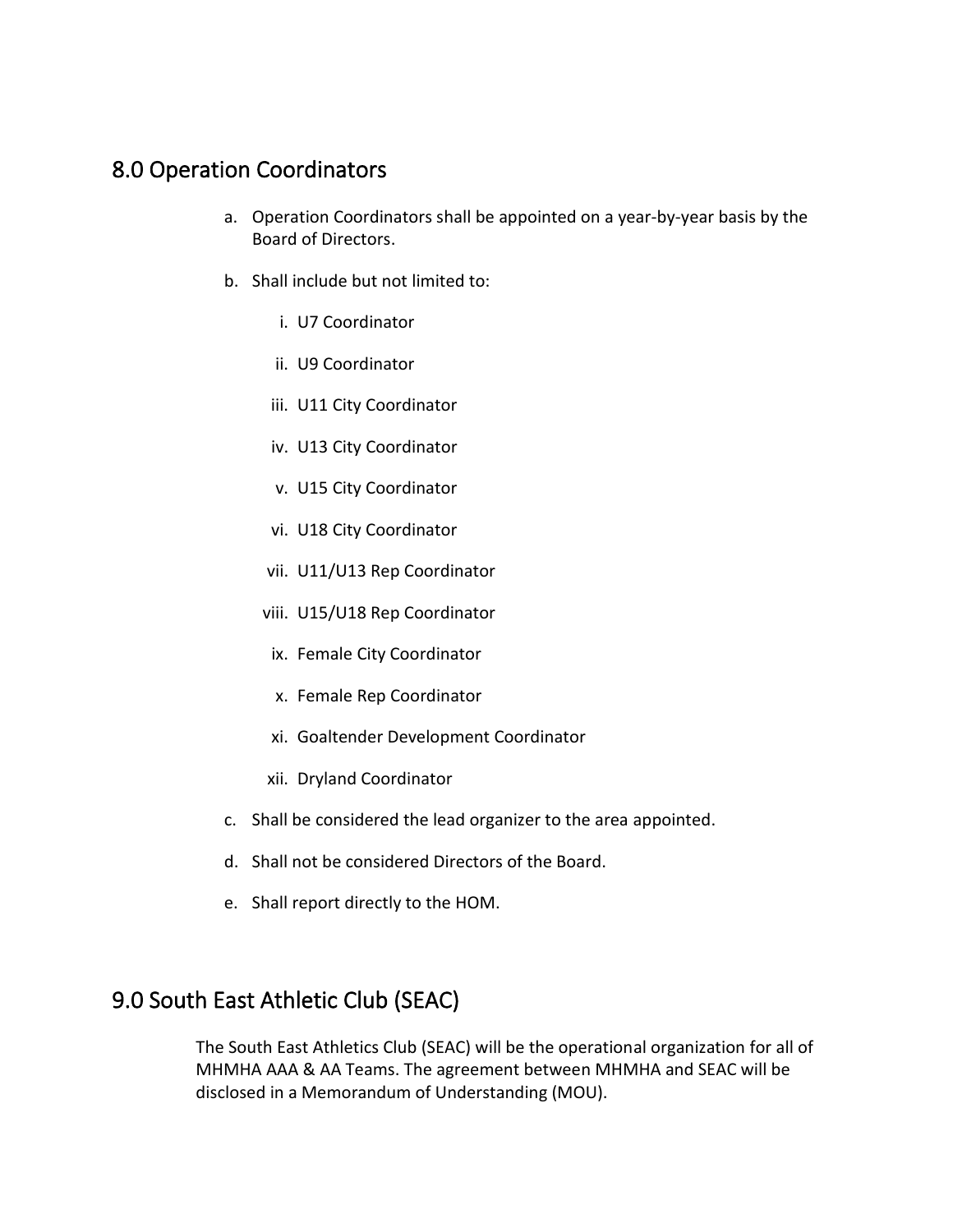## 8.0 Operation Coordinators

a. Operation Coordinators shall be appointed on a year-by-year basis by the Board of Directors.

b. Shall include but not limited to:

   i. U7 Coordinator

   ii. U9 Coordinator

   iii. U11 City Coordinator

   iv. U13 City Coordinator

   v. U15 City Coordinator

   vi. U18 City Coordinator

   vii. U11/U13 Rep Coordinator

   viii. U15/U18 Rep Coordinator

   ix. Female City Coordinator

   x. Female Rep Coordinator

   xi. Goaltender Development Coordinator

   xii. Dryland Coordinator

c. Shall be considered the lead organizer to the area appointed.

d. Shall not be considered Directors of the Board.

e. Shall report directly to the HOM.

## 9.0 South East Athletic Club (SEAC)

The South East Athletics Club (SEAC) will be the operational organization for all of MHMHA AAA & AA Teams. The agreement between MHMHA and SEAC will be disclosed in a Memorandum of Understanding (MOU).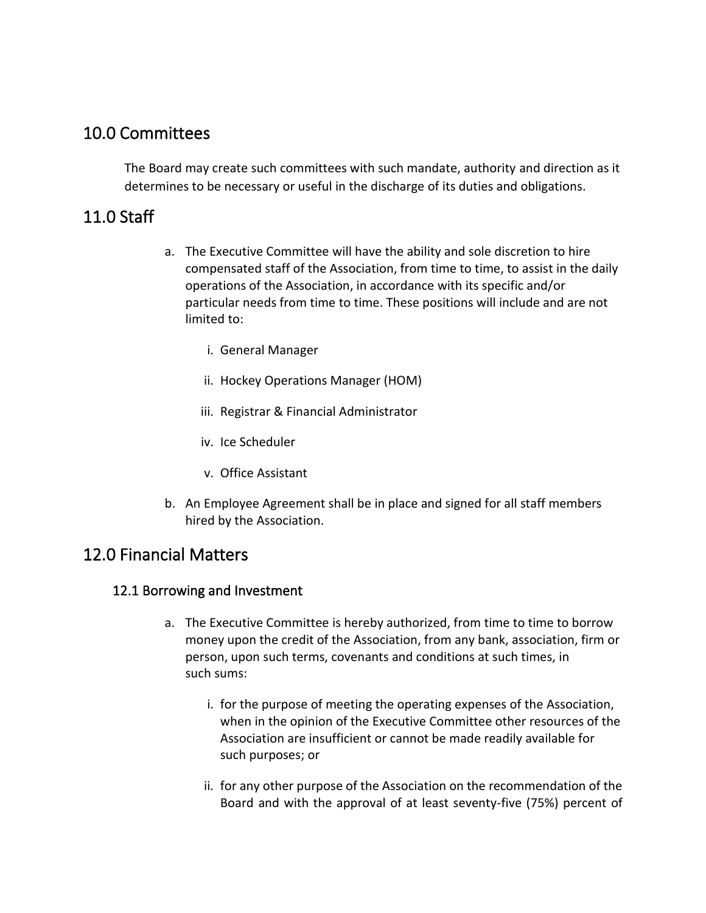## 10.0 Committees

The Board may create such committees with such mandate, authority and direction as it determines to be necessary or useful in the discharge of its duties and obligations.

## 11.0 Staff

a. The Executive Committee will have the ability and sole discretion to hire compensated staff of the Association, from time to time, to assist in the daily operations of the Association, in accordance with its specific and/or particular needs from time to time. These positions will include and are not limited to:

   i. General Manager

   ii. Hockey Operations Manager (HOM)

   iii. Registrar & Financial Administrator

   iv. Ice Scheduler

   v. Office Assistant

b. An Employee Agreement shall be in place and signed for all staff members hired by the Association.

## 12.0 Financial Matters

### 12.1 Borrowing and Investment

a. The Executive Committee is hereby authorized, from time to time to borrow money upon the credit of the Association, from any bank, association, firm or person, upon such terms, covenants and conditions at such times, in such sums:

   i. for the purpose of meeting the operating expenses of the Association, when in the opinion of the Executive Committee other resources of the Association are insufficient or cannot be made readily available for such purposes; or

   ii. for any other purpose of the Association on the recommendation of the Board and with the approval of at least seventy-five (75%) percent of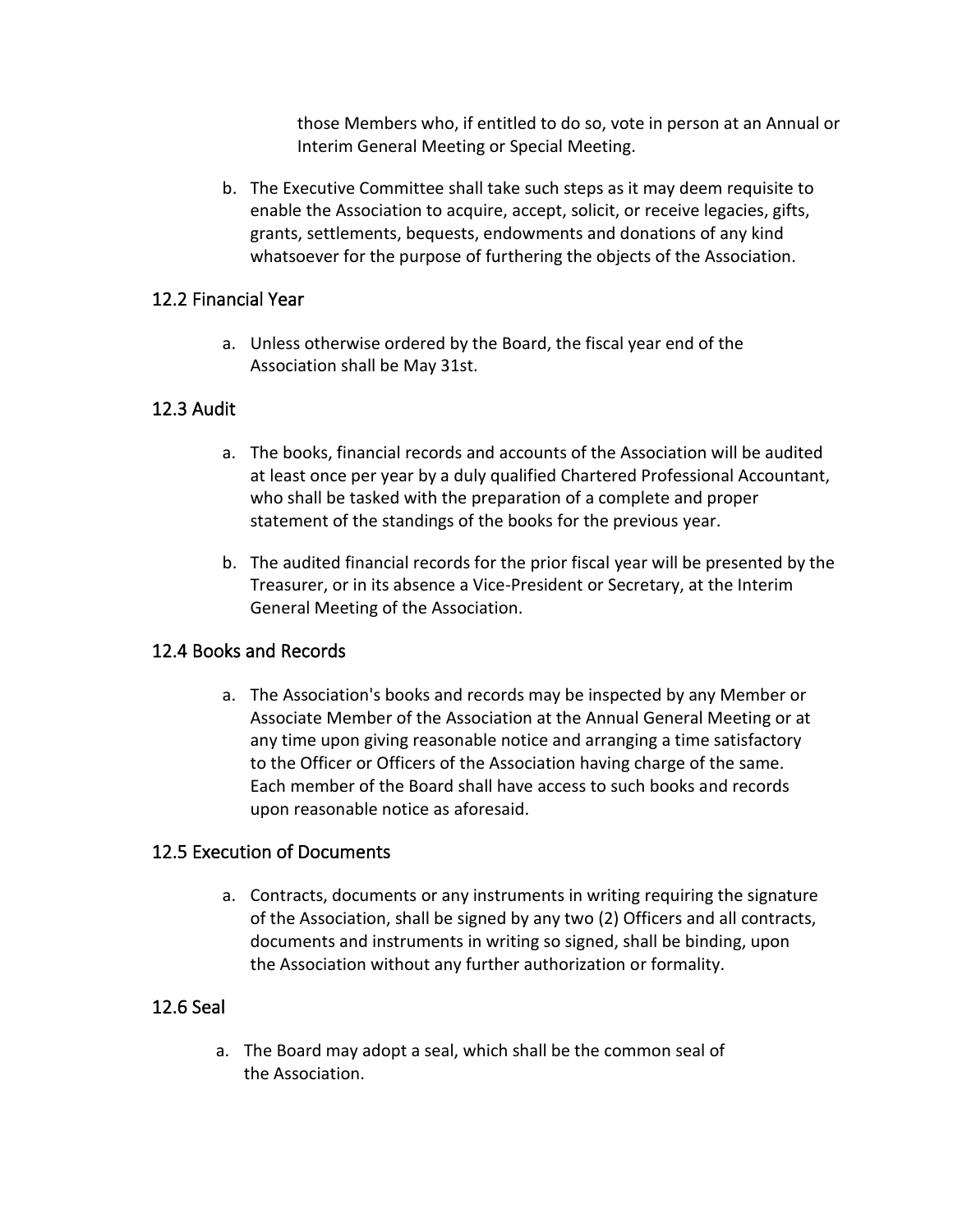those Members who, if entitled to do so, vote in person at an Annual or Interim General Meeting or Special Meeting.

b. The Executive Committee shall take such steps as it may deem requisite to enable the Association to acquire, accept, solicit, or receive legacies, gifts, grants, settlements, bequests, endowments and donations of any kind whatsoever for the purpose of furthering the objects of the Association.

## 12.2 Financial Year

a. Unless otherwise ordered by the Board, the fiscal year end of the Association shall be May 31st.

## 12.3 Audit

a. The books, financial records and accounts of the Association will be audited at least once per year by a duly qualified Chartered Professional Accountant, who shall be tasked with the preparation of a complete and proper statement of the standings of the books for the previous year.

b. The audited financial records for the prior fiscal year will be presented by the Treasurer, or in its absence a Vice-President or Secretary, at the Interim General Meeting of the Association.

## 12.4 Books and Records

a. The Association's books and records may be inspected by any Member or Associate Member of the Association at the Annual General Meeting or at any time upon giving reasonable notice and arranging a time satisfactory to the Officer or Officers of the Association having charge of the same. Each member of the Board shall have access to such books and records upon reasonable notice as aforesaid.

## 12.5 Execution of Documents

a. Contracts, documents or any instruments in writing requiring the signature of the Association, shall be signed by any two (2) Officers and all contracts, documents and instruments in writing so signed, shall be binding, upon the Association without any further authorization or formality.

## 12.6 Seal

a. The Board may adopt a seal, which shall be the common seal of the Association.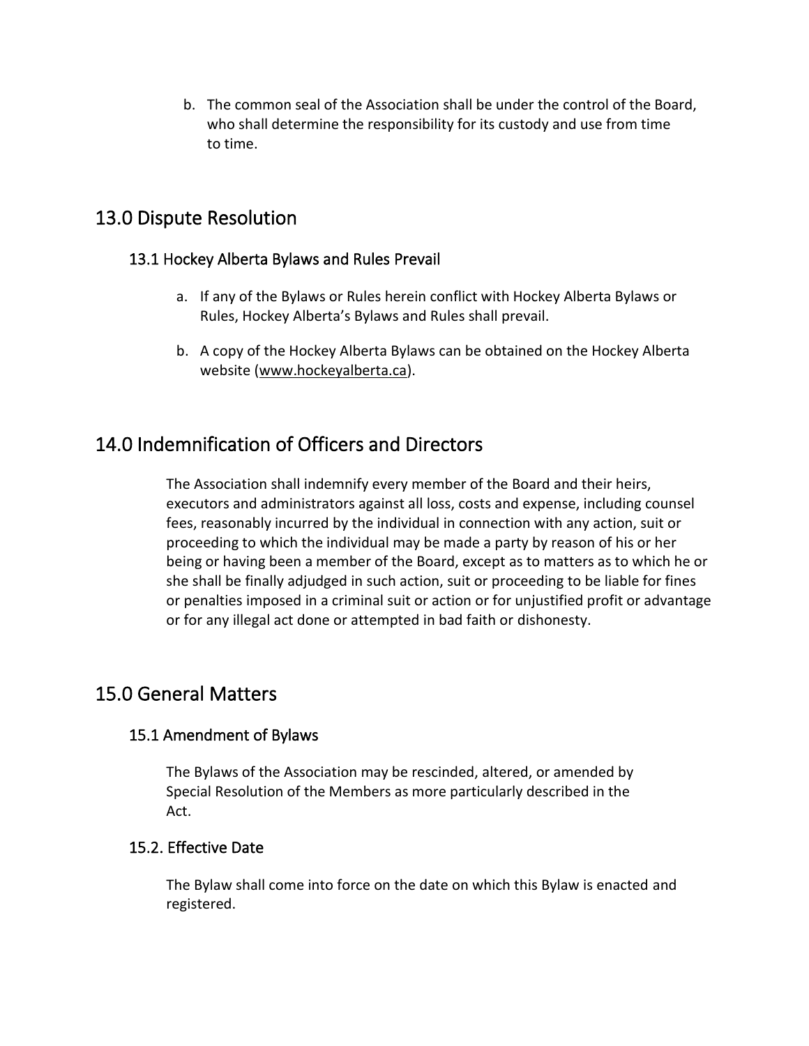b. The common seal of the Association shall be under the control of the Board, who shall determine the responsibility for its custody and use from time to time.

## 13.0 Dispute Resolution

### 13.1 Hockey Alberta Bylaws and Rules Prevail

a. If any of the Bylaws or Rules herein conflict with Hockey Alberta Bylaws or Rules, Hockey Alberta's Bylaws and Rules shall prevail.

b. A copy of the Hockey Alberta Bylaws can be obtained on the Hockey Alberta website (www.hockeyalberta.ca).

## 14.0 Indemnification of Officers and Directors

The Association shall indemnify every member of the Board and their heirs, executors and administrators against all loss, costs and expense, including counsel fees, reasonably incurred by the individual in connection with any action, suit or proceeding to which the individual may be made a party by reason of his or her being or having been a member of the Board, except as to matters as to which he or she shall be finally adjudged in such action, suit or proceeding to be liable for fines or penalties imposed in a criminal suit or action or for unjustified profit or advantage or for any illegal act done or attempted in bad faith or dishonesty.

## 15.0 General Matters

### 15.1 Amendment of Bylaws

The Bylaws of the Association may be rescinded, altered, or amended by Special Resolution of the Members as more particularly described in the Act.

### 15.2. Effective Date

The Bylaw shall come into force on the date on which this Bylaw is enacted and registered.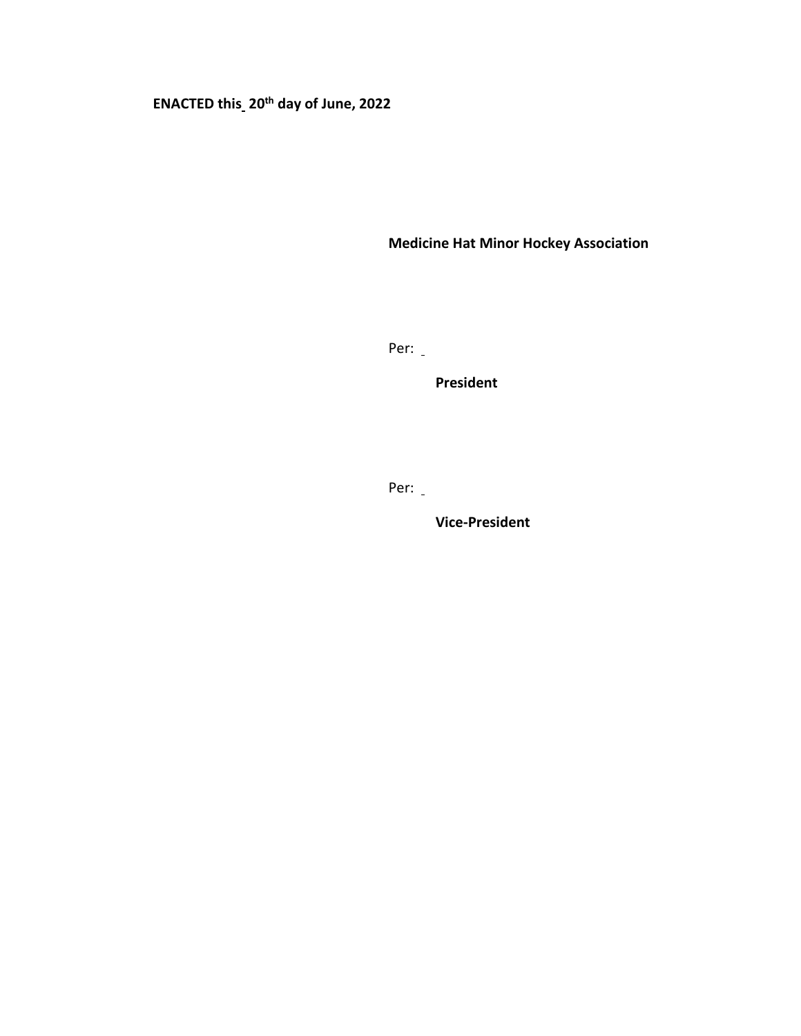**ENACTED this 20th day of June, 2022**

**Medicine Hat Minor Hockey Association**

Per: _

**President**

Per: _

**Vice-President**